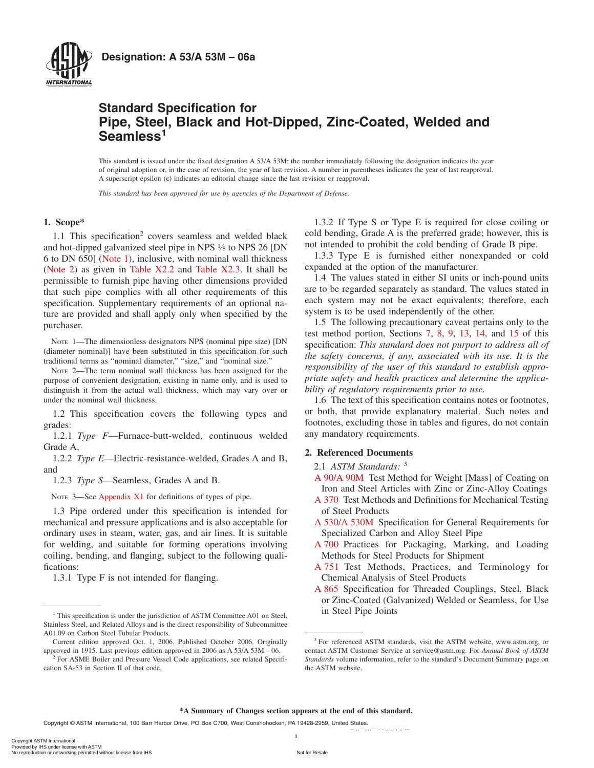**Designation: A 53/A 53M – 06a**

# Standard Specification for Pipe, Steel, Black and Hot-Dipped, Zinc-Coated, Welded and Seamless[1]

This standard is issued under the fixed designation A 53/A 53M; the number immediately following the designation indicates the year of original adoption or, in the case of revision, the year of last revision. A number in parentheses indicates the year of last reapproval. A superscript epsilon (ε) indicates an editorial change since the last revision or reapproval.

*This standard has been approved for use by agencies of the Department of Defense.*

## 1. Scope*

1.1 This specification[2] covers seamless and welded black and hot-dipped galvanized steel pipe in NPS ⅛ to NPS 26 [DN 6 to DN 650] (Note 1), inclusive, with nominal wall thickness (Note 2) as given in Table X2.2 and Table X2.3. It shall be permissible to furnish pipe having other dimensions provided that such pipe complies with all other requirements of this specification. Supplementary requirements of an optional nature are provided and shall apply only when specified by the purchaser.

NOTE 1—The dimensionless designators NPS (nominal pipe size) [DN (diameter nominal)] have been substituted in this specification for such traditional terms as "nominal diameter," "size," and "nominal size."

NOTE 2—The term nominal wall thickness has been assigned for the purpose of convenient designation, existing in name only, and is used to distinguish it from the actual wall thickness, which may vary over or under the nominal wall thickness.

1.2 This specification covers the following types and grades:

1.2.1 *Type F*—Furnace-butt-welded, continuous welded Grade A,

1.2.2 *Type E*—Electric-resistance-welded, Grades A and B, and

1.2.3 *Type S*—Seamless, Grades A and B.

NOTE 3—See Appendix X1 for definitions of types of pipe.

1.3 Pipe ordered under this specification is intended for mechanical and pressure applications and is also acceptable for ordinary uses in steam, water, gas, and air lines. It is suitable for welding, and suitable for forming operations involving coiling, bending, and flanging, subject to the following qualifications:

1.3.1 Type F is not intended for flanging.

1.3.2 If Type S or Type E is required for close coiling or cold bending, Grade A is the preferred grade; however, this is not intended to prohibit the cold bending of Grade B pipe.

1.3.3 Type E is furnished either nonexpanded or cold expanded at the option of the manufacturer.

1.4 The values stated in either SI units or inch-pound units are to be regarded separately as standard. The values stated in each system may not be exact equivalents; therefore, each system is to be used independently of the other.

1.5 The following precautionary caveat pertains only to the test method portion, Sections 7, 8, 9, 13, 14, and 15 of this specification: *This standard does not purport to address all of the safety concerns, if any, associated with its use. It is the responsibility of the user of this standard to establish appropriate safety and health practices and determine the applicability of regulatory requirements prior to use.*

1.6 The text of this specification contains notes or footnotes, or both, that provide explanatory material. Such notes and footnotes, excluding those in tables and figures, do not contain any mandatory requirements.

## 2. Referenced Documents

2.1 *ASTM Standards:* [3]

- A 90/A 90M Test Method for Weight [Mass] of Coating on Iron and Steel Articles with Zinc or Zinc-Alloy Coatings
- A 370 Test Methods and Definitions for Mechanical Testing of Steel Products
- A 530/A 530M Specification for General Requirements for Specialized Carbon and Alloy Steel Pipe
- A 700 Practices for Packaging, Marking, and Loading Methods for Steel Products for Shipment
- A 751 Test Methods, Practices, and Terminology for Chemical Analysis of Steel Products
- A 865 Specification for Threaded Couplings, Steel, Black or Zinc-Coated (Galvanized) Welded or Seamless, for Use in Steel Pipe Joints

[1] This specification is under the jurisdiction of ASTM Committee A01 on Steel, Stainless Steel, and Related Alloys and is the direct responsibility of Subcommittee A01.09 on Carbon Steel Tubular Products.

Current edition approved Oct. 1, 2006. Published October 2006. Originally approved in 1915. Last previous edition approved in 2006 as A 53/A 53M – 06.

[2] For ASME Boiler and Pressure Vessel Code applications, see related Specification SA-53 in Section II of that code.

[3] For referenced ASTM standards, visit the ASTM website, www.astm.org, or contact ASTM Customer Service at service@astm.org. For *Annual Book of ASTM Standards* volume information, refer to the standard's Document Summary page on the ASTM website.

**\*A Summary of Changes section appears at the end of this standard.**

Copyright © ASTM International, 100 Barr Harbor Drive, PO Box C700, West Conshohocken, PA 19428-2959, United States.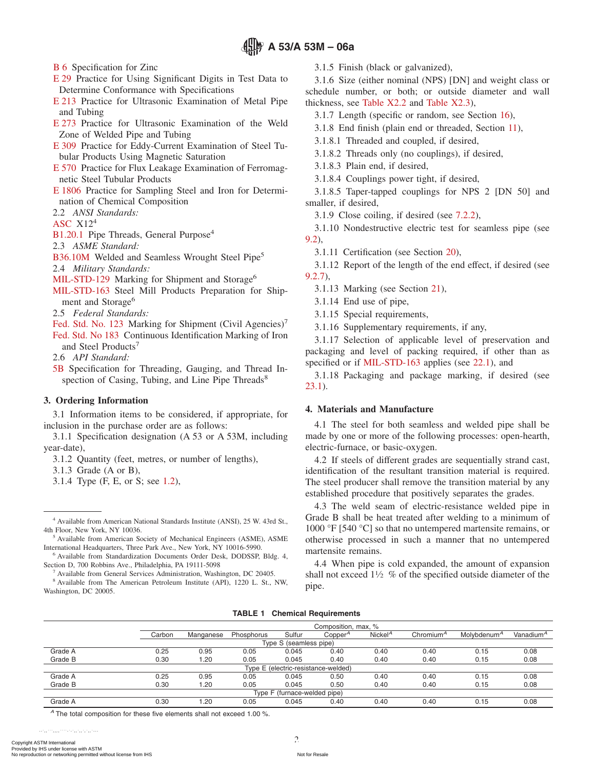B 6 Specification for Zinc

E 29 Practice for Using Significant Digits in Test Data to Determine Conformance with Specifications

E 213 Practice for Ultrasonic Examination of Metal Pipe and Tubing

E 273 Practice for Ultrasonic Examination of the Weld Zone of Welded Pipe and Tubing

E 309 Practice for Eddy-Current Examination of Steel Tubular Products Using Magnetic Saturation

E 570 Practice for Flux Leakage Examination of Ferromagnetic Steel Tubular Products

E 1806 Practice for Sampling Steel and Iron for Determination of Chemical Composition

2.2 *ANSI Standards:*

ASC X12[4]

B1.20.1 Pipe Threads, General Purpose[4]

2.3 *ASME Standard:*

B36.10M Welded and Seamless Wrought Steel Pipe[5]

2.4 *Military Standards:*

MIL-STD-129 Marking for Shipment and Storage[6]

MIL-STD-163 Steel Mill Products Preparation for Shipment and Storage[6]

2.5 *Federal Standards:*

Fed. Std. No. 123 Marking for Shipment (Civil Agencies)[7]

Fed. Std. No 183 Continuous Identification Marking of Iron and Steel Products[7]

2.6 *API Standard:*

5B Specification for Threading, Gauging, and Thread Inspection of Casing, Tubing, and Line Pipe Threads[8]

## 3. Ordering Information

3.1 Information items to be considered, if appropriate, for inclusion in the purchase order are as follows:

3.1.1 Specification designation (A 53 or A 53M, including year-date),

3.1.2 Quantity (feet, metres, or number of lengths),

3.1.3 Grade (A or B),

3.1.4 Type (F, E, or S; see 1.2),

3.1.5 Finish (black or galvanized),

3.1.6 Size (either nominal (NPS) [DN] and weight class or schedule number, or both; or outside diameter and wall thickness, see Table X2.2 and Table X2.3),

3.1.7 Length (specific or random, see Section 16),

3.1.8 End finish (plain end or threaded, Section 11),

3.1.8.1 Threaded and coupled, if desired,

3.1.8.2 Threads only (no couplings), if desired,

3.1.8.3 Plain end, if desired,

3.1.8.4 Couplings power tight, if desired,

3.1.8.5 Taper-tapped couplings for NPS 2 [DN 50] and smaller, if desired,

3.1.9 Close coiling, if desired (see 7.2.2),

3.1.10 Nondestructive electric test for seamless pipe (see 9.2),

3.1.11 Certification (see Section 20),

3.1.12 Report of the length of the end effect, if desired (see 9.2.7),

3.1.13 Marking (see Section 21),

3.1.14 End use of pipe,

3.1.15 Special requirements,

3.1.16 Supplementary requirements, if any,

3.1.17 Selection of applicable level of preservation and packaging and level of packing required, if other than as specified or if MIL-STD-163 applies (see 22.1), and

3.1.18 Packaging and package marking, if desired (see 23.1).

## 4. Materials and Manufacture

4.1 The steel for both seamless and welded pipe shall be made by one or more of the following processes: open-hearth, electric-furnace, or basic-oxygen.

4.2 If steels of different grades are sequentially strand cast, identification of the resultant transition material is required. The steel producer shall remove the transition material by any established procedure that positively separates the grades.

4.3 The weld seam of electric-resistance welded pipe in Grade B shall be heat treated after welding to a minimum of 1000 °F [540 °C] so that no untempered martensite remains, or otherwise processed in such a manner that no untempered martensite remains.

4.4 When pipe is cold expanded, the amount of expansion shall not exceed 1½ % of the specified outside diameter of the pipe.

**TABLE 1 Chemical Requirements**

| | Composition, max, % | | | | | | | | |
|---|---|---|---|---|---|---|---|---|---|
| | Carbon | Manganese | Phosphorus | Sulfur | Copper[A] | Nickel[A] | Chromium[A] | Molybdenum[A] | Vanadium[A] |
| | Type S (seamless pipe) | | | | | | | | |
| Grade A | 0.25 | 0.95 | 0.05 | 0.045 | 0.40 | 0.40 | 0.40 | 0.15 | 0.08 |
| Grade B | 0.30 | 1.20 | 0.05 | 0.045 | 0.40 | 0.40 | 0.40 | 0.15 | 0.08 |
| | Type E (electric-resistance-welded) | | | | | | | | |
| Grade A | 0.25 | 0.95 | 0.05 | 0.045 | 0.50 | 0.40 | 0.40 | 0.15 | 0.08 |
| Grade B | 0.30 | 1.20 | 0.05 | 0.045 | 0.50 | 0.40 | 0.40 | 0.15 | 0.08 |
| | Type F (furnace-welded pipe) | | | | | | | | |
| Grade A | 0.30 | 1.20 | 0.05 | 0.045 | 0.40 | 0.40 | 0.40 | 0.15 | 0.08 |

[A] The total composition for these five elements shall not exceed 1.00 %.

[4] Available from American National Standards Institute (ANSI), 25 W. 43rd St., 4th Floor, New York, NY 10036.

[5] Available from American Society of Mechanical Engineers (ASME), ASME International Headquarters, Three Park Ave., New York, NY 10016-5990.

[6] Available from Standardization Documents Order Desk, DODSSP, Bldg. 4, Section D, 700 Robbins Ave., Philadelphia, PA 19111-5098

[7] Available from General Services Administration, Washington, DC 20405.

[8] Available from The American Petroleum Institute (API), 1220 L. St., NW, Washington, DC 20005.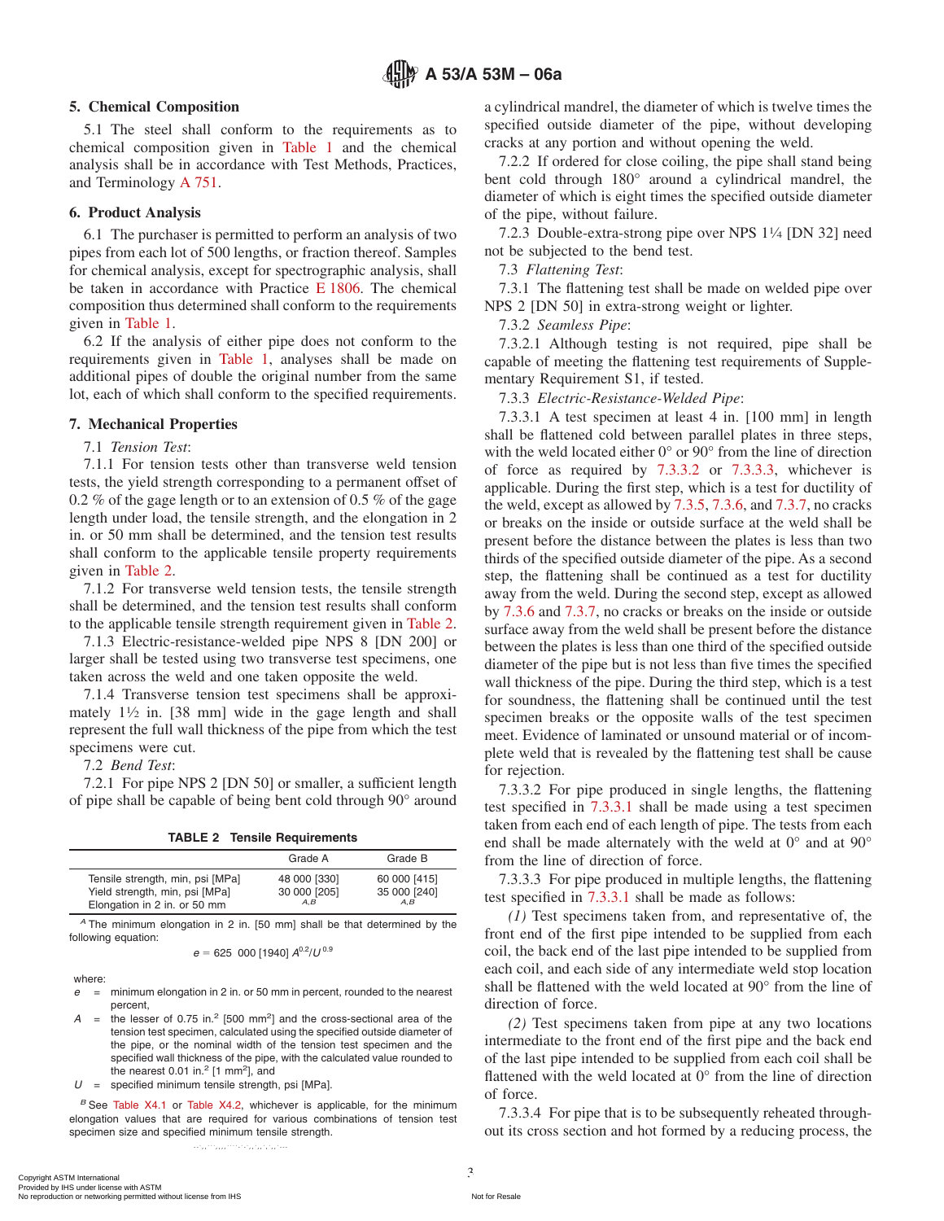## 5. Chemical Composition

5.1 The steel shall conform to the requirements as to chemical composition given in Table 1 and the chemical analysis shall be in accordance with Test Methods, Practices, and Terminology A 751.

## 6. Product Analysis

6.1 The purchaser is permitted to perform an analysis of two pipes from each lot of 500 lengths, or fraction thereof. Samples for chemical analysis, except for spectrographic analysis, shall be taken in accordance with Practice E 1806. The chemical composition thus determined shall conform to the requirements given in Table 1.

6.2 If the analysis of either pipe does not conform to the requirements given in Table 1, analyses shall be made on additional pipes of double the original number from the same lot, each of which shall conform to the specified requirements.

## 7. Mechanical Properties

7.1 *Tension Test*:

7.1.1 For tension tests other than transverse weld tension tests, the yield strength corresponding to a permanent offset of 0.2 % of the gage length or to an extension of 0.5 % of the gage length under load, the tensile strength, and the elongation in 2 in. or 50 mm shall be determined, and the tension test results shall conform to the applicable tensile property requirements given in Table 2.

7.1.2 For transverse weld tension tests, the tensile strength shall be determined, and the tension test results shall conform to the applicable tensile strength requirement given in Table 2.

7.1.3 Electric-resistance-welded pipe NPS 8 [DN 200] or larger shall be tested using two transverse test specimens, one taken across the weld and one taken opposite the weld.

7.1.4 Transverse tension test specimens shall be approximately 1½ in. [38 mm] wide in the gage length and shall represent the full wall thickness of the pipe from which the test specimens were cut.

7.2 *Bend Test*:

7.2.1 For pipe NPS 2 [DN 50] or smaller, a sufficient length of pipe shall be capable of being bent cold through 90° around a cylindrical mandrel, the diameter of which is twelve times the specified outside diameter of the pipe, without developing cracks at any portion and without opening the weld.

7.2.2 If ordered for close coiling, the pipe shall stand being bent cold through 180° around a cylindrical mandrel, the diameter of which is eight times the specified outside diameter of the pipe, without failure.

7.2.3 Double-extra-strong pipe over NPS 1¼ [DN 32] need not be subjected to the bend test.

7.3 *Flattening Test*:

7.3.1 The flattening test shall be made on welded pipe over NPS 2 [DN 50] in extra-strong weight or lighter.

7.3.2 *Seamless Pipe*:

7.3.2.1 Although testing is not required, pipe shall be capable of meeting the flattening test requirements of Supplementary Requirement S1, if tested.

7.3.3 *Electric-Resistance-Welded Pipe*:

7.3.3.1 A test specimen at least 4 in. [100 mm] in length shall be flattened cold between parallel plates in three steps, with the weld located either 0° or 90° from the line of direction of force as required by 7.3.3.2 or 7.3.3.3, whichever is applicable. During the first step, which is a test for ductility of the weld, except as allowed by 7.3.5, 7.3.6, and 7.3.7, no cracks or breaks on the inside or outside surface at the weld shall be present before the distance between the plates is less than two thirds of the specified outside diameter of the pipe. As a second step, the flattening shall be continued as a test for ductility away from the weld. During the second step, except as allowed by 7.3.6 and 7.3.7, no cracks or breaks on the inside or outside surface away from the weld shall be present before the distance between the plates is less than one third of the specified outside diameter of the pipe but is not less than five times the specified wall thickness of the pipe. During the third step, which is a test for soundness, the flattening shall be continued until the test specimen breaks or the opposite walls of the test specimen meet. Evidence of laminated or unsound material or of incomplete weld that is revealed by the flattening test shall be cause for rejection.

7.3.3.2 For pipe produced in single lengths, the flattening test specified in 7.3.3.1 shall be made using a test specimen taken from each end of each length of pipe. The tests from each end shall be made alternately with the weld at 0° and at 90° from the line of direction of force.

7.3.3.3 For pipe produced in multiple lengths, the flattening test specified in 7.3.3.1 shall be made as follows:

*(1)* Test specimens taken from, and representative of, the front end of the first pipe intended to be supplied from each coil, the back end of the last pipe intended to be supplied from each coil, and each side of any intermediate weld stop location shall be flattened with the weld located at 90° from the line of direction of force.

*(2)* Test specimens taken from pipe at any two locations intermediate to the front end of the first pipe and the back end of the last pipe intended to be supplied from each coil shall be flattened with the weld located at 0° from the line of direction of force.

7.3.3.4 For pipe that is to be subsequently reheated throughout its cross section and hot formed by a reducing process, the

**TABLE 2 Tensile Requirements**

| | Grade A | Grade B |
|---|---|---|
| Tensile strength, min, psi [MPa] | 48 000 [330] | 60 000 [415] |
| Yield strength, min, psi [MPa] | 30 000 [205] | 35 000 [240] |
| Elongation in 2 in. or 50 mm | A,B | A,B |

[A] The minimum elongation in 2 in. [50 mm] shall be that determined by the following equation:

$$e = 625\ 000\ [1940]\ A^{0.2}/U^{0.9}$$

where:

$e$ = minimum elongation in 2 in. or 50 mm in percent, rounded to the nearest percent,

$A$ = the lesser of 0.75 in.$^2$ [500 mm$^2$] and the cross-sectional area of the tension test specimen, calculated using the specified outside diameter of the pipe, or the nominal width of the tension test specimen and the specified wall thickness of the pipe, with the calculated value rounded to the nearest 0.01 in.$^2$ [1 mm$^2$], and

$U$ = specified minimum tensile strength, psi [MPa].

[B] See Table X4.1 or Table X4.2, whichever is applicable, for the minimum elongation values that are required for various combinations of tension test specimen size and specified minimum tensile strength.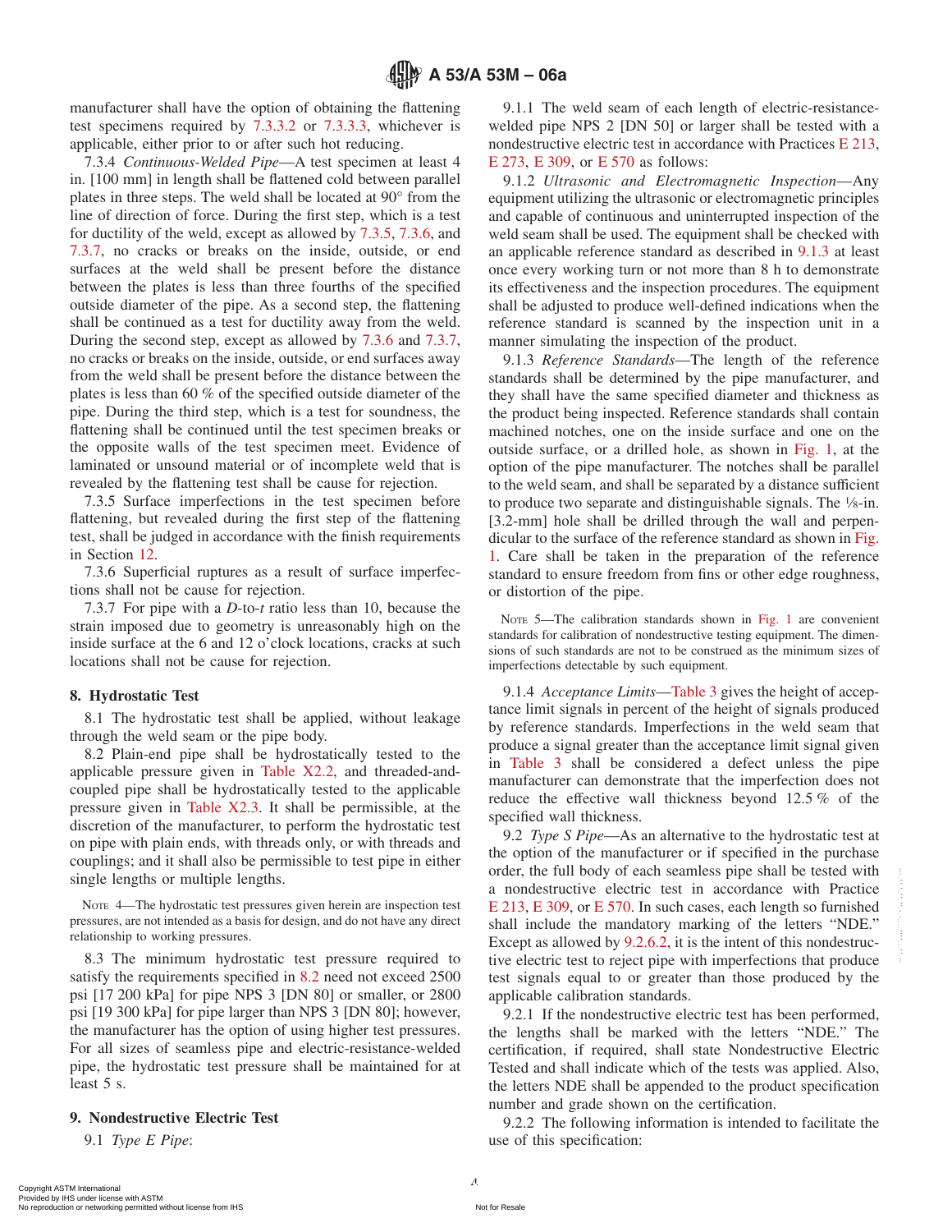manufacturer shall have the option of obtaining the flattening test specimens required by 7.3.3.2 or 7.3.3.3, whichever is applicable, either prior to or after such hot reducing.

7.3.4 *Continuous-Welded Pipe*—A test specimen at least 4 in. [100 mm] in length shall be flattened cold between parallel plates in three steps. The weld shall be located at 90° from the line of direction of force. During the first step, which is a test for ductility of the weld, except as allowed by 7.3.5, 7.3.6, and 7.3.7, no cracks or breaks on the inside, outside, or end surfaces at the weld shall be present before the distance between the plates is less than three fourths of the specified outside diameter of the pipe. As a second step, the flattening shall be continued as a test for ductility away from the weld. During the second step, except as allowed by 7.3.6 and 7.3.7, no cracks or breaks on the inside, outside, or end surfaces away from the weld shall be present before the distance between the plates is less than 60 % of the specified outside diameter of the pipe. During the third step, which is a test for soundness, the flattening shall be continued until the test specimen breaks or the opposite walls of the test specimen meet. Evidence of laminated or unsound material or of incomplete weld that is revealed by the flattening test shall be cause for rejection.

7.3.5 Surface imperfections in the test specimen before flattening, but revealed during the first step of the flattening test, shall be judged in accordance with the finish requirements in Section 12.

7.3.6 Superficial ruptures as a result of surface imperfections shall not be cause for rejection.

7.3.7 For pipe with a *D*-to-*t* ratio less than 10, because the strain imposed due to geometry is unreasonably high on the inside surface at the 6 and 12 o'clock locations, cracks at such locations shall not be cause for rejection.

## 8. Hydrostatic Test

8.1 The hydrostatic test shall be applied, without leakage through the weld seam or the pipe body.

8.2 Plain-end pipe shall be hydrostatically tested to the applicable pressure given in Table X2.2, and threaded-and-coupled pipe shall be hydrostatically tested to the applicable pressure given in Table X2.3. It shall be permissible, at the discretion of the manufacturer, to perform the hydrostatic test on pipe with plain ends, with threads only, or with threads and couplings; and it shall also be permissible to test pipe in either single lengths or multiple lengths.

NOTE 4—The hydrostatic test pressures given herein are inspection test pressures, are not intended as a basis for design, and do not have any direct relationship to working pressures.

8.3 The minimum hydrostatic test pressure required to satisfy the requirements specified in 8.2 need not exceed 2500 psi [17 200 kPa] for pipe NPS 3 [DN 80] or smaller, or 2800 psi [19 300 kPa] for pipe larger than NPS 3 [DN 80]; however, the manufacturer has the option of using higher test pressures. For all sizes of seamless pipe and electric-resistance-welded pipe, the hydrostatic test pressure shall be maintained for at least 5 s.

## 9. Nondestructive Electric Test

9.1 *Type E Pipe*:

9.1.1 The weld seam of each length of electric-resistance-welded pipe NPS 2 [DN 50] or larger shall be tested with a nondestructive electric test in accordance with Practices E 213, E 273, E 309, or E 570 as follows:

9.1.2 *Ultrasonic and Electromagnetic Inspection*—Any equipment utilizing the ultrasonic or electromagnetic principles and capable of continuous and uninterrupted inspection of the weld seam shall be used. The equipment shall be checked with an applicable reference standard as described in 9.1.3 at least once every working turn or not more than 8 h to demonstrate its effectiveness and the inspection procedures. The equipment shall be adjusted to produce well-defined indications when the reference standard is scanned by the inspection unit in a manner simulating the inspection of the product.

9.1.3 *Reference Standards*—The length of the reference standards shall be determined by the pipe manufacturer, and they shall have the same specified diameter and thickness as the product being inspected. Reference standards shall contain machined notches, one on the inside surface and one on the outside surface, or a drilled hole, as shown in Fig. 1, at the option of the pipe manufacturer. The notches shall be parallel to the weld seam, and shall be separated by a distance sufficient to produce two separate and distinguishable signals. The ⅛-in. [3.2-mm] hole shall be drilled through the wall and perpendicular to the surface of the reference standard as shown in Fig. 1. Care shall be taken in the preparation of the reference standard to ensure freedom from fins or other edge roughness, or distortion of the pipe.

NOTE 5—The calibration standards shown in Fig. 1 are convenient standards for calibration of nondestructive testing equipment. The dimensions of such standards are not to be construed as the minimum sizes of imperfections detectable by such equipment.

9.1.4 *Acceptance Limits*—Table 3 gives the height of acceptance limit signals in percent of the height of signals produced by reference standards. Imperfections in the weld seam that produce a signal greater than the acceptance limit signal given in Table 3 shall be considered a defect unless the pipe manufacturer can demonstrate that the imperfection does not reduce the effective wall thickness beyond 12.5 % of the specified wall thickness.

9.2 *Type S Pipe*—As an alternative to the hydrostatic test at the option of the manufacturer or if specified in the purchase order, the full body of each seamless pipe shall be tested with a nondestructive electric test in accordance with Practice E 213, E 309, or E 570. In such cases, each length so furnished shall include the mandatory marking of the letters "NDE." Except as allowed by 9.2.6.2, it is the intent of this nondestructive electric test to reject pipe with imperfections that produce test signals equal to or greater than those produced by the applicable calibration standards.

9.2.1 If the nondestructive electric test has been performed, the lengths shall be marked with the letters "NDE." The certification, if required, shall state Nondestructive Electric Tested and shall indicate which of the tests was applied. Also, the letters NDE shall be appended to the product specification number and grade shown on the certification.

9.2.2 The following information is intended to facilitate the use of this specification: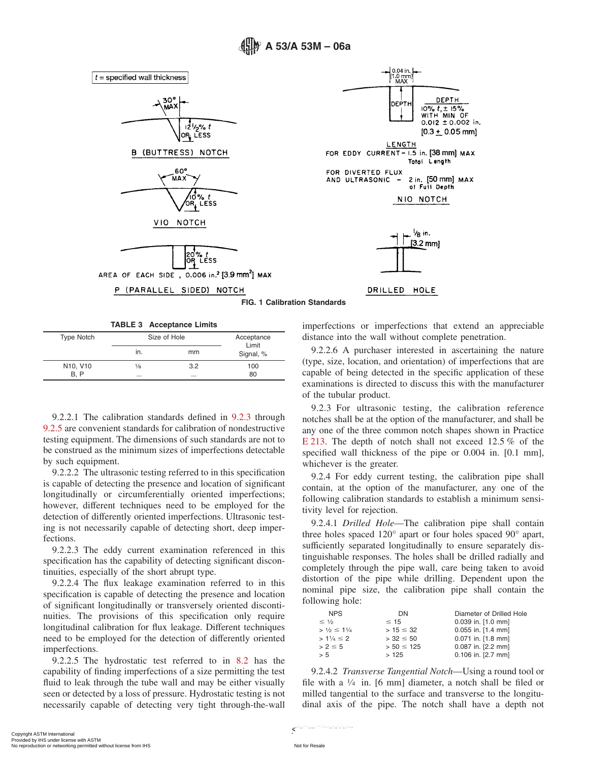t = specified wall thickness

30° MAX

12½% t OR LESS

B (BUTTRESS) NOTCH

60° MAX

10% t OR LESS

V10 NOTCH

20% t OR LESS

AREA OF EACH SIDE, 0.006 in.² [3.9 mm²] MAX

P (PARALLEL SIDED) NOTCH

0.04 in. [1.0 mm] MAX

DEPTH

DEPTH 10% t, ± 15% WITH MIN OF 0.012 ± 0.002 in. [0.3 ± 0.05 mm]

LENGTH FOR EDDY CURRENT – 1.5 in. [38 mm] MAX Total Length

FOR DIVERTED FLUX AND ULTRASONIC – 2 in. [50 mm] MAX of Full Depth

N10 NOTCH

⅛ in. [3.2 mm]

DRILLED HOLE

**FIG. 1 Calibration Standards**

**TABLE 3 Acceptance Limits**

| Type Notch | Size of Hole | | Acceptance Limit Signal, % |
|---|---|---|---|
| | in. | mm | |
| N10, V10 | ⅛ | 3.2 | 100 |
| B, P | ... | ... | 80 |

9.2.2.1 The calibration standards defined in 9.2.3 through 9.2.5 are convenient standards for calibration of nondestructive testing equipment. The dimensions of such standards are not to be construed as the minimum sizes of imperfections detectable by such equipment.

9.2.2.2 The ultrasonic testing referred to in this specification is capable of detecting the presence and location of significant longitudinally or circumferentially oriented imperfections; however, different techniques need to be employed for the detection of differently oriented imperfections. Ultrasonic testing is not necessarily capable of detecting short, deep imperfections.

9.2.2.3 The eddy current examination referenced in this specification has the capability of detecting significant discontinuities, especially of the short abrupt type.

9.2.2.4 The flux leakage examination referred to in this specification is capable of detecting the presence and location of significant longitudinally or transversely oriented discontinuities. The provisions of this specification only require longitudinal calibration for flux leakage. Different techniques need to be employed for the detection of differently oriented imperfections.

9.2.2.5 The hydrostatic test referred to in 8.2 has the capability of finding imperfections of a size permitting the test fluid to leak through the tube wall and may be either visually seen or detected by a loss of pressure. Hydrostatic testing is not necessarily capable of detecting very tight through-the-wall imperfections or imperfections that extend an appreciable distance into the wall without complete penetration.

9.2.2.6 A purchaser interested in ascertaining the nature (type, size, location, and orientation) of imperfections that are capable of being detected in the specific application of these examinations is directed to discuss this with the manufacturer of the tubular product.

9.2.3 For ultrasonic testing, the calibration reference notches shall be at the option of the manufacturer, and shall be any one of the three common notch shapes shown in Practice E 213. The depth of notch shall not exceed 12.5 % of the specified wall thickness of the pipe or 0.004 in. [0.1 mm], whichever is the greater.

9.2.4 For eddy current testing, the calibration pipe shall contain, at the option of the manufacturer, any one of the following calibration standards to establish a minimum sensitivity level for rejection.

9.2.4.1 *Drilled Hole*—The calibration pipe shall contain three holes spaced 120° apart or four holes spaced 90° apart, sufficiently separated longitudinally to ensure separately distinguishable responses. The holes shall be drilled radially and completely through the pipe wall, care being taken to avoid distortion of the pipe while drilling. Dependent upon the nominal pipe size, the calibration pipe shall contain the following hole:

| NPS | DN | Diameter of Drilled Hole |
|---|---|---|
| ≤ ½ | ≤ 15 | 0.039 in. [1.0 mm] |
| > ½ ≤ 1¼ | > 15 ≤ 32 | 0.055 in. [1.4 mm] |
| > 1¼ ≤ 2 | > 32 ≤ 50 | 0.071 in. [1.8 mm] |
| > 2 ≤ 5 | > 50 ≤ 125 | 0.087 in. [2.2 mm] |
| > 5 | > 125 | 0.106 in. [2.7 mm] |

9.2.4.2 *Transverse Tangential Notch*—Using a round tool or file with a ¼ in. [6 mm] diameter, a notch shall be filed or milled tangential to the surface and transverse to the longitudinal axis of the pipe. The notch shall have a depth not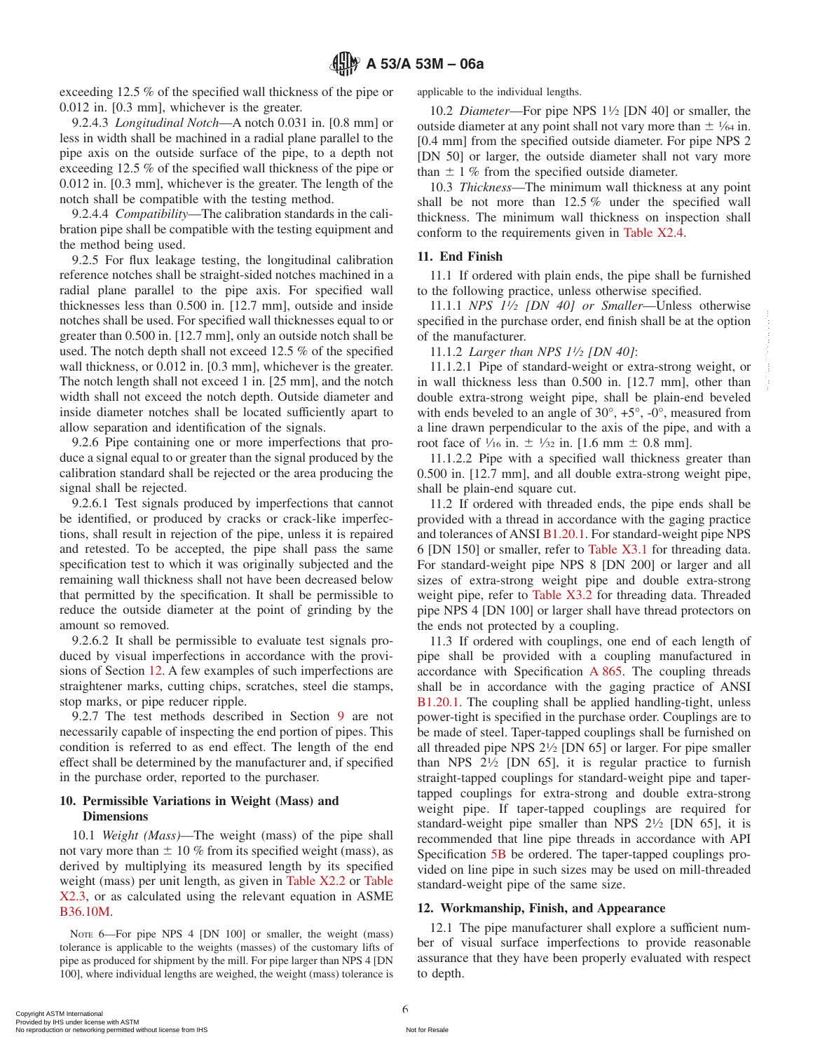exceeding 12.5 % of the specified wall thickness of the pipe or 0.012 in. [0.3 mm], whichever is the greater.

9.2.4.3 *Longitudinal Notch*—A notch 0.031 in. [0.8 mm] or less in width shall be machined in a radial plane parallel to the pipe axis on the outside surface of the pipe, to a depth not exceeding 12.5 % of the specified wall thickness of the pipe or 0.012 in. [0.3 mm], whichever is the greater. The length of the notch shall be compatible with the testing method.

9.2.4.4 *Compatibility*—The calibration standards in the calibration pipe shall be compatible with the testing equipment and the method being used.

9.2.5 For flux leakage testing, the longitudinal calibration reference notches shall be straight-sided notches machined in a radial plane parallel to the pipe axis. For specified wall thicknesses less than 0.500 in. [12.7 mm], outside and inside notches shall be used. For specified wall thicknesses equal to or greater than 0.500 in. [12.7 mm], only an outside notch shall be used. The notch depth shall not exceed 12.5 % of the specified wall thickness, or 0.012 in. [0.3 mm], whichever is the greater. The notch length shall not exceed 1 in. [25 mm], and the notch width shall not exceed the notch depth. Outside diameter and inside diameter notches shall be located sufficiently apart to allow separation and identification of the signals.

9.2.6 Pipe containing one or more imperfections that produce a signal equal to or greater than the signal produced by the calibration standard shall be rejected or the area producing the signal shall be rejected.

9.2.6.1 Test signals produced by imperfections that cannot be identified, or produced by cracks or crack-like imperfections, shall result in rejection of the pipe, unless it is repaired and retested. To be accepted, the pipe shall pass the same specification test to which it was originally subjected and the remaining wall thickness shall not have been decreased below that permitted by the specification. It shall be permissible to reduce the outside diameter at the point of grinding by the amount so removed.

9.2.6.2 It shall be permissible to evaluate test signals produced by visual imperfections in accordance with the provisions of Section 12. A few examples of such imperfections are straightener marks, cutting chips, scratches, steel die stamps, stop marks, or pipe reducer ripple.

9.2.7 The test methods described in Section 9 are not necessarily capable of inspecting the end portion of pipes. This condition is referred to as end effect. The length of the end effect shall be determined by the manufacturer and, if specified in the purchase order, reported to the purchaser.

## 10. Permissible Variations in Weight (Mass) and Dimensions

10.1 *Weight (Mass)*—The weight (mass) of the pipe shall not vary more than ± 10 % from its specified weight (mass), as derived by multiplying its measured length by its specified weight (mass) per unit length, as given in Table X2.2 or Table X2.3, or as calculated using the relevant equation in ASME B36.10M.

NOTE 6—For pipe NPS 4 [DN 100] or smaller, the weight (mass) tolerance is applicable to the weights (masses) of the customary lifts of pipe as produced for shipment by the mill. For pipe larger than NPS 4 [DN 100], where individual lengths are weighed, the weight (mass) tolerance is applicable to the individual lengths.

10.2 *Diameter*—For pipe NPS 1½ [DN 40] or smaller, the outside diameter at any point shall not vary more than ± 1⁄64 in. [0.4 mm] from the specified outside diameter. For pipe NPS 2 [DN 50] or larger, the outside diameter shall not vary more than ± 1 % from the specified outside diameter.

10.3 *Thickness*—The minimum wall thickness at any point shall be not more than 12.5 % under the specified wall thickness. The minimum wall thickness on inspection shall conform to the requirements given in Table X2.4.

## 11. End Finish

11.1 If ordered with plain ends, the pipe shall be furnished to the following practice, unless otherwise specified.

11.1.1 *NPS 1½ [DN 40] or Smaller*—Unless otherwise specified in the purchase order, end finish shall be at the option of the manufacturer.

11.1.2 *Larger than NPS 1½ [DN 40]*:

11.1.2.1 Pipe of standard-weight or extra-strong weight, or in wall thickness less than 0.500 in. [12.7 mm], other than double extra-strong weight pipe, shall be plain-end beveled with ends beveled to an angle of 30°, +5°, -0°, measured from a line drawn perpendicular to the axis of the pipe, and with a root face of 1⁄16 in. ± 1⁄32 in. [1.6 mm ± 0.8 mm].

11.1.2.2 Pipe with a specified wall thickness greater than 0.500 in. [12.7 mm], and all double extra-strong weight pipe, shall be plain-end square cut.

11.2 If ordered with threaded ends, the pipe ends shall be provided with a thread in accordance with the gaging practice and tolerances of ANSI B1.20.1. For standard-weight pipe NPS 6 [DN 150] or smaller, refer to Table X3.1 for threading data. For standard-weight pipe NPS 8 [DN 200] or larger and all sizes of extra-strong weight pipe and double extra-strong weight pipe, refer to Table X3.2 for threading data. Threaded pipe NPS 4 [DN 100] or larger shall have thread protectors on the ends not protected by a coupling.

11.3 If ordered with couplings, one end of each length of pipe shall be provided with a coupling manufactured in accordance with Specification A 865. The coupling threads shall be in accordance with the gaging practice of ANSI B1.20.1. The coupling shall be applied handling-tight, unless power-tight is specified in the purchase order. Couplings are to be made of steel. Taper-tapped couplings shall be furnished on all threaded pipe NPS 2½ [DN 65] or larger. For pipe smaller than NPS 2½ [DN 65], it is regular practice to furnish straight-tapped couplings for standard-weight pipe and taper-tapped couplings for extra-strong and double extra-strong weight pipe. If taper-tapped couplings are required for standard-weight pipe smaller than NPS 2½ [DN 65], it is recommended that line pipe threads in accordance with API Specification 5B be ordered. The taper-tapped couplings provided on line pipe in such sizes may be used on mill-threaded standard-weight pipe of the same size.

## 12. Workmanship, Finish, and Appearance

12.1 The pipe manufacturer shall explore a sufficient number of visual surface imperfections to provide reasonable assurance that they have been properly evaluated with respect to depth.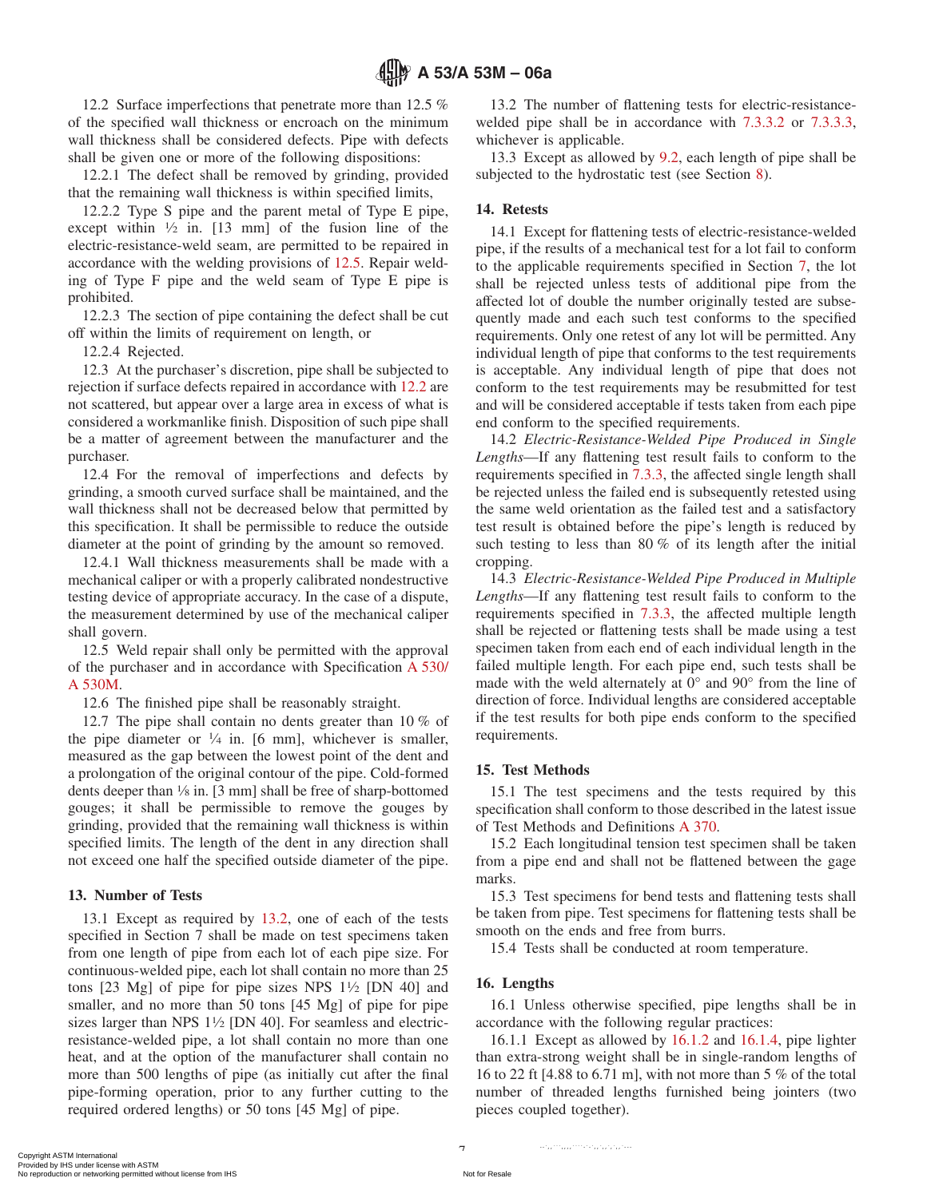12.2 Surface imperfections that penetrate more than 12.5 % of the specified wall thickness or encroach on the minimum wall thickness shall be considered defects. Pipe with defects shall be given one or more of the following dispositions:

12.2.1 The defect shall be removed by grinding, provided that the remaining wall thickness is within specified limits,

12.2.2 Type S pipe and the parent metal of Type E pipe, except within ½ in. [13 mm] of the fusion line of the electric-resistance-weld seam, are permitted to be repaired in accordance with the welding provisions of 12.5. Repair welding of Type F pipe and the weld seam of Type E pipe is prohibited.

12.2.3 The section of pipe containing the defect shall be cut off within the limits of requirement on length, or

12.2.4 Rejected.

12.3 At the purchaser's discretion, pipe shall be subjected to rejection if surface defects repaired in accordance with 12.2 are not scattered, but appear over a large area in excess of what is considered a workmanlike finish. Disposition of such pipe shall be a matter of agreement between the manufacturer and the purchaser.

12.4 For the removal of imperfections and defects by grinding, a smooth curved surface shall be maintained, and the wall thickness shall not be decreased below that permitted by this specification. It shall be permissible to reduce the outside diameter at the point of grinding by the amount so removed.

12.4.1 Wall thickness measurements shall be made with a mechanical caliper or with a properly calibrated nondestructive testing device of appropriate accuracy. In the case of a dispute, the measurement determined by use of the mechanical caliper shall govern.

12.5 Weld repair shall only be permitted with the approval of the purchaser and in accordance with Specification A 530/A 530M.

12.6 The finished pipe shall be reasonably straight.

12.7 The pipe shall contain no dents greater than 10 % of the pipe diameter or ¼ in. [6 mm], whichever is smaller, measured as the gap between the lowest point of the dent and a prolongation of the original contour of the pipe. Cold-formed dents deeper than ⅛ in. [3 mm] shall be free of sharp-bottomed gouges; it shall be permissible to remove the gouges by grinding, provided that the remaining wall thickness is within specified limits. The length of the dent in any direction shall not exceed one half the specified outside diameter of the pipe.

## 13. Number of Tests

13.1 Except as required by 13.2, one of each of the tests specified in Section 7 shall be made on test specimens taken from one length of pipe from each lot of each pipe size. For continuous-welded pipe, each lot shall contain no more than 25 tons [23 Mg] of pipe for pipe sizes NPS 1½ [DN 40] and smaller, and no more than 50 tons [45 Mg] of pipe for pipe sizes larger than NPS 1½ [DN 40]. For seamless and electric-resistance-welded pipe, a lot shall contain no more than one heat, and at the option of the manufacturer shall contain no more than 500 lengths of pipe (as initially cut after the final pipe-forming operation, prior to any further cutting to the required ordered lengths) or 50 tons [45 Mg] of pipe.

13.2 The number of flattening tests for electric-resistance-welded pipe shall be in accordance with 7.3.3.2 or 7.3.3.3, whichever is applicable.

13.3 Except as allowed by 9.2, each length of pipe shall be subjected to the hydrostatic test (see Section 8).

## 14. Retests

14.1 Except for flattening tests of electric-resistance-welded pipe, if the results of a mechanical test for a lot fail to conform to the applicable requirements specified in Section 7, the lot shall be rejected unless tests of additional pipe from the affected lot of double the number originally tested are subsequently made and each such test conforms to the specified requirements. Only one retest of any lot will be permitted. Any individual length of pipe that conforms to the test requirements is acceptable. Any individual length of pipe that does not conform to the test requirements may be resubmitted for test and will be considered acceptable if tests taken from each pipe end conform to the specified requirements.

14.2 *Electric-Resistance-Welded Pipe Produced in Single Lengths*—If any flattening test result fails to conform to the requirements specified in 7.3.3, the affected single length shall be rejected unless the failed end is subsequently retested using the same weld orientation as the failed test and a satisfactory test result is obtained before the pipe's length is reduced by such testing to less than 80 % of its length after the initial cropping.

14.3 *Electric-Resistance-Welded Pipe Produced in Multiple Lengths*—If any flattening test result fails to conform to the requirements specified in 7.3.3, the affected multiple length shall be rejected or flattening tests shall be made using a test specimen taken from each end of each individual length in the failed multiple length. For each pipe end, such tests shall be made with the weld alternately at 0° and 90° from the line of direction of force. Individual lengths are considered acceptable if the test results for both pipe ends conform to the specified requirements.

## 15. Test Methods

15.1 The test specimens and the tests required by this specification shall conform to those described in the latest issue of Test Methods and Definitions A 370.

15.2 Each longitudinal tension test specimen shall be taken from a pipe end and shall not be flattened between the gage marks.

15.3 Test specimens for bend tests and flattening tests shall be taken from pipe. Test specimens for flattening tests shall be smooth on the ends and free from burrs.

15.4 Tests shall be conducted at room temperature.

## 16. Lengths

16.1 Unless otherwise specified, pipe lengths shall be in accordance with the following regular practices:

16.1.1 Except as allowed by 16.1.2 and 16.1.4, pipe lighter than extra-strong weight shall be in single-random lengths of 16 to 22 ft [4.88 to 6.71 m], with not more than 5 % of the total number of threaded lengths furnished being jointers (two pieces coupled together).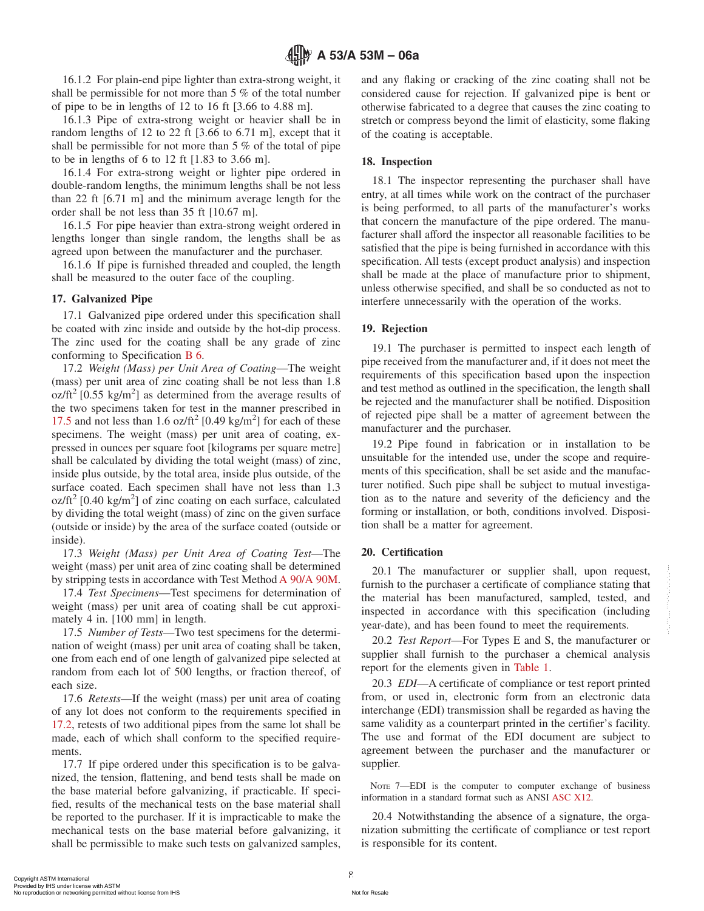16.1.2 For plain-end pipe lighter than extra-strong weight, it shall be permissible for not more than 5 % of the total number of pipe to be in lengths of 12 to 16 ft [3.66 to 4.88 m].

16.1.3 Pipe of extra-strong weight or heavier shall be in random lengths of 12 to 22 ft [3.66 to 6.71 m], except that it shall be permissible for not more than 5 % of the total of pipe to be in lengths of 6 to 12 ft [1.83 to 3.66 m].

16.1.4 For extra-strong weight or lighter pipe ordered in double-random lengths, the minimum lengths shall be not less than 22 ft [6.71 m] and the minimum average length for the order shall be not less than 35 ft [10.67 m].

16.1.5 For pipe heavier than extra-strong weight ordered in lengths longer than single random, the lengths shall be as agreed upon between the manufacturer and the purchaser.

16.1.6 If pipe is furnished threaded and coupled, the length shall be measured to the outer face of the coupling.

## 17. Galvanized Pipe

17.1 Galvanized pipe ordered under this specification shall be coated with zinc inside and outside by the hot-dip process. The zinc used for the coating shall be any grade of zinc conforming to Specification B 6.

17.2 *Weight (Mass) per Unit Area of Coating*—The weight (mass) per unit area of zinc coating shall be not less than 1.8 oz/ft$^2$ [0.55 kg/m$^2$] as determined from the average results of the two specimens taken for test in the manner prescribed in 17.5 and not less than 1.6 oz/ft$^2$ [0.49 kg/m$^2$] for each of these specimens. The weight (mass) per unit area of coating, expressed in ounces per square foot [kilograms per square metre] shall be calculated by dividing the total weight (mass) of zinc, inside plus outside, by the total area, inside plus outside, of the surface coated. Each specimen shall have not less than 1.3 oz/ft$^2$ [0.40 kg/m$^2$] of zinc coating on each surface, calculated by dividing the total weight (mass) of zinc on the given surface (outside or inside) by the area of the surface coated (outside or inside).

17.3 *Weight (Mass) per Unit Area of Coating Test*—The weight (mass) per unit area of zinc coating shall be determined by stripping tests in accordance with Test Method A 90/A 90M.

17.4 *Test Specimens*—Test specimens for determination of weight (mass) per unit area of coating shall be cut approximately 4 in. [100 mm] in length.

17.5 *Number of Tests*—Two test specimens for the determination of weight (mass) per unit area of coating shall be taken, one from each end of one length of galvanized pipe selected at random from each lot of 500 lengths, or fraction thereof, of each size.

17.6 *Retests*—If the weight (mass) per unit area of coating of any lot does not conform to the requirements specified in 17.2, retests of two additional pipes from the same lot shall be made, each of which shall conform to the specified requirements.

17.7 If pipe ordered under this specification is to be galvanized, the tension, flattening, and bend tests shall be made on the base material before galvanizing, if practicable. If specified, results of the mechanical tests on the base material shall be reported to the purchaser. If it is impracticable to make the mechanical tests on the base material before galvanizing, it shall be permissible to make such tests on galvanized samples, and any flaking or cracking of the zinc coating shall not be considered cause for rejection. If galvanized pipe is bent or otherwise fabricated to a degree that causes the zinc coating to stretch or compress beyond the limit of elasticity, some flaking of the coating is acceptable.

## 18. Inspection

18.1 The inspector representing the purchaser shall have entry, at all times while work on the contract of the purchaser is being performed, to all parts of the manufacturer's works that concern the manufacture of the pipe ordered. The manufacturer shall afford the inspector all reasonable facilities to be satisfied that the pipe is being furnished in accordance with this specification. All tests (except product analysis) and inspection shall be made at the place of manufacture prior to shipment, unless otherwise specified, and shall be so conducted as not to interfere unnecessarily with the operation of the works.

## 19. Rejection

19.1 The purchaser is permitted to inspect each length of pipe received from the manufacturer and, if it does not meet the requirements of this specification based upon the inspection and test method as outlined in the specification, the length shall be rejected and the manufacturer shall be notified. Disposition of rejected pipe shall be a matter of agreement between the manufacturer and the purchaser.

19.2 Pipe found in fabrication or in installation to be unsuitable for the intended use, under the scope and requirements of this specification, shall be set aside and the manufacturer notified. Such pipe shall be subject to mutual investigation as to the nature and severity of the deficiency and the forming or installation, or both, conditions involved. Disposition shall be a matter for agreement.

## 20. Certification

20.1 The manufacturer or supplier shall, upon request, furnish to the purchaser a certificate of compliance stating that the material has been manufactured, sampled, tested, and inspected in accordance with this specification (including year-date), and has been found to meet the requirements.

20.2 *Test Report*—For Types E and S, the manufacturer or supplier shall furnish to the purchaser a chemical analysis report for the elements given in Table 1.

20.3 *EDI*—A certificate of compliance or test report printed from, or used in, electronic form from an electronic data interchange (EDI) transmission shall be regarded as having the same validity as a counterpart printed in the certifier's facility. The use and format of the EDI document are subject to agreement between the purchaser and the manufacturer or supplier.

NOTE 7—EDI is the computer to computer exchange of business information in a standard format such as ANSI ASC X12.

20.4 Notwithstanding the absence of a signature, the organization submitting the certificate of compliance or test report is responsible for its content.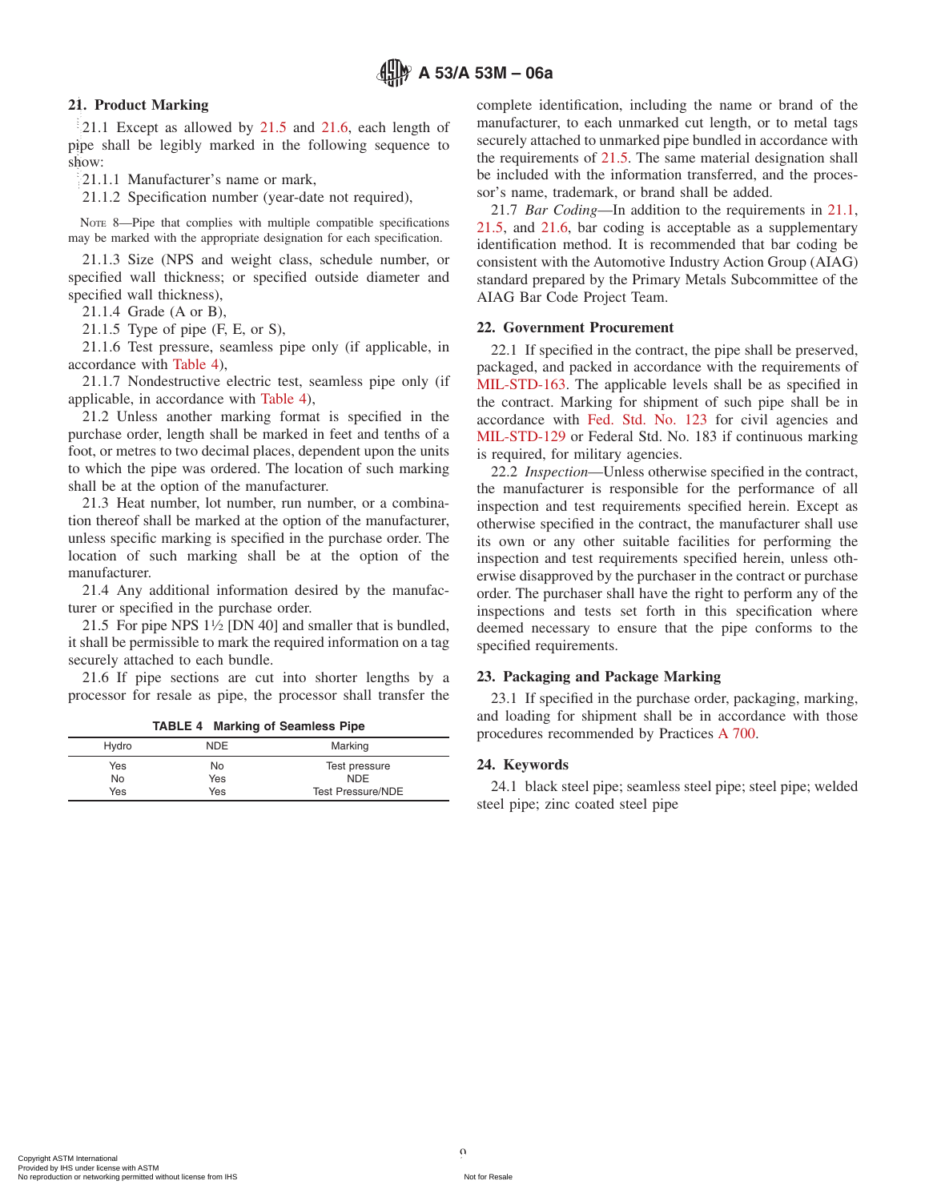## 21. Product Marking

21.1 Except as allowed by 21.5 and 21.6, each length of pipe shall be legibly marked in the following sequence to show:

21.1.1 Manufacturer's name or mark,

21.1.2 Specification number (year-date not required),

NOTE 8—Pipe that complies with multiple compatible specifications may be marked with the appropriate designation for each specification.

21.1.3 Size (NPS and weight class, schedule number, or specified wall thickness; or specified outside diameter and specified wall thickness),

21.1.4 Grade (A or B),

21.1.5 Type of pipe (F, E, or S),

21.1.6 Test pressure, seamless pipe only (if applicable, in accordance with Table 4),

21.1.7 Nondestructive electric test, seamless pipe only (if applicable, in accordance with Table 4),

21.2 Unless another marking format is specified in the purchase order, length shall be marked in feet and tenths of a foot, or metres to two decimal places, dependent upon the units to which the pipe was ordered. The location of such marking shall be at the option of the manufacturer.

21.3 Heat number, lot number, run number, or a combination thereof shall be marked at the option of the manufacturer, unless specific marking is specified in the purchase order. The location of such marking shall be at the option of the manufacturer.

21.4 Any additional information desired by the manufacturer or specified in the purchase order.

21.5 For pipe NPS 1½ [DN 40] and smaller that is bundled, it shall be permissible to mark the required information on a tag securely attached to each bundle.

21.6 If pipe sections are cut into shorter lengths by a processor for resale as pipe, the processor shall transfer the complete identification, including the name or brand of the manufacturer, to each unmarked cut length, or to metal tags securely attached to unmarked pipe bundled in accordance with the requirements of 21.5. The same material designation shall be included with the information transferred, and the processor's name, trademark, or brand shall be added.

21.7 *Bar Coding*—In addition to the requirements in 21.1, 21.5, and 21.6, bar coding is acceptable as a supplementary identification method. It is recommended that bar coding be consistent with the Automotive Industry Action Group (AIAG) standard prepared by the Primary Metals Subcommittee of the AIAG Bar Code Project Team.

**TABLE 4 Marking of Seamless Pipe**

| Hydro | NDE | Marking |
|---|---|---|
| Yes | No | Test pressure |
| No | Yes | NDE |
| Yes | Yes | Test Pressure/NDE |

## 22. Government Procurement

22.1 If specified in the contract, the pipe shall be preserved, packaged, and packed in accordance with the requirements of MIL-STD-163. The applicable levels shall be as specified in the contract. Marking for shipment of such pipe shall be in accordance with Fed. Std. No. 123 for civil agencies and MIL-STD-129 or Federal Std. No. 183 if continuous marking is required, for military agencies.

22.2 *Inspection*—Unless otherwise specified in the contract, the manufacturer is responsible for the performance of all inspection and test requirements specified herein. Except as otherwise specified in the contract, the manufacturer shall use its own or any other suitable facilities for performing the inspection and test requirements specified herein, unless otherwise disapproved by the purchaser in the contract or purchase order. The purchaser shall have the right to perform any of the inspections and tests set forth in this specification where deemed necessary to ensure that the pipe conforms to the specified requirements.

## 23. Packaging and Package Marking

23.1 If specified in the purchase order, packaging, marking, and loading for shipment shall be in accordance with those procedures recommended by Practices A 700.

## 24. Keywords

24.1 black steel pipe; seamless steel pipe; steel pipe; welded steel pipe; zinc coated steel pipe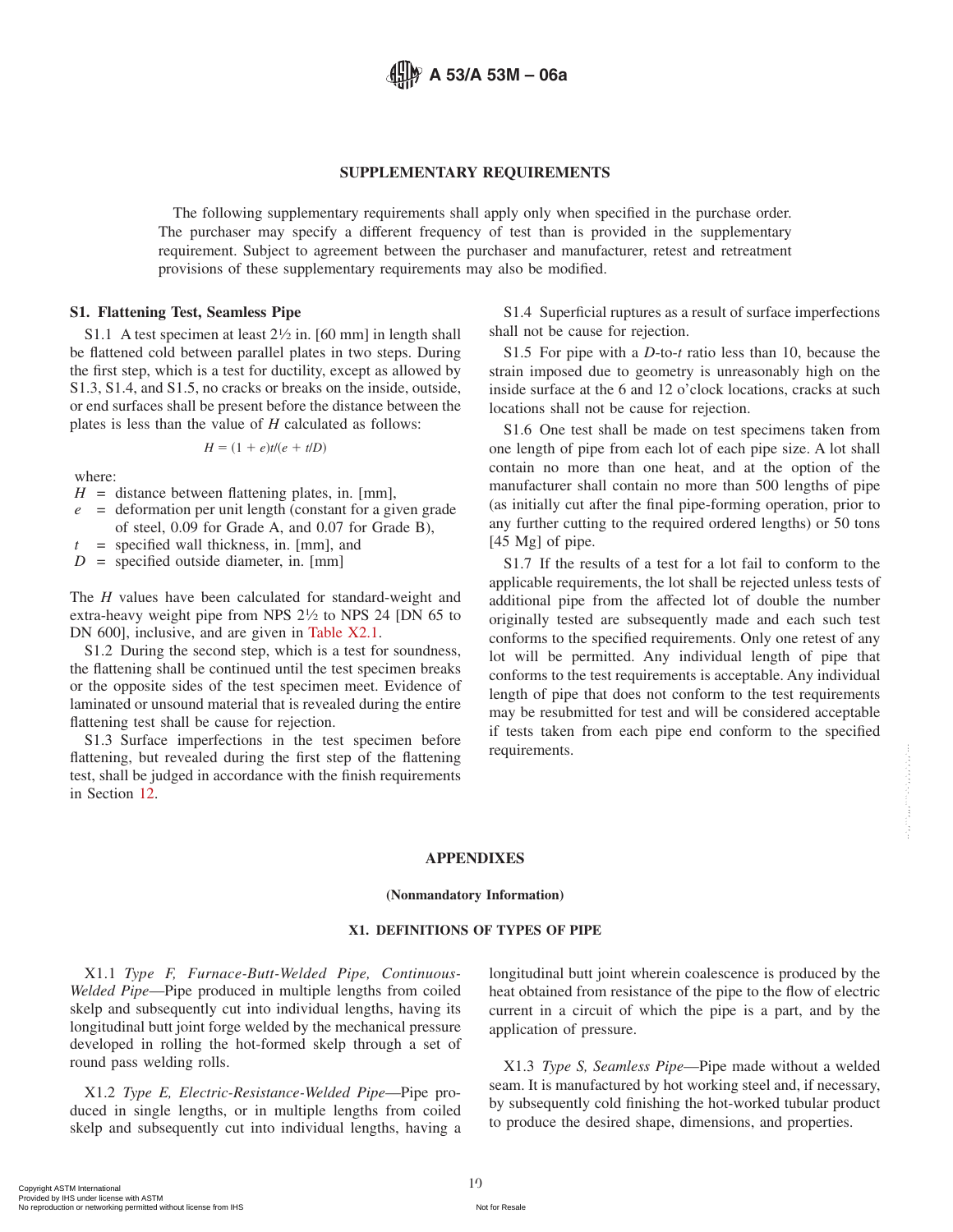## SUPPLEMENTARY REQUIREMENTS

The following supplementary requirements shall apply only when specified in the purchase order. The purchaser may specify a different frequency of test than is provided in the supplementary requirement. Subject to agreement between the purchaser and manufacturer, retest and retreatment provisions of these supplementary requirements may also be modified.

### S1. Flattening Test, Seamless Pipe

S1.1 A test specimen at least 2½ in. [60 mm] in length shall be flattened cold between parallel plates in two steps. During the first step, which is a test for ductility, except as allowed by S1.3, S1.4, and S1.5, no cracks or breaks on the inside, outside, or end surfaces shall be present before the distance between the plates is less than the value of *H* calculated as follows:

$$H = (1 + e)t/(e + t/D)$$

where:

$H$ = distance between flattening plates, in. [mm],
$e$ = deformation per unit length (constant for a given grade of steel, 0.09 for Grade A, and 0.07 for Grade B),
$t$ = specified wall thickness, in. [mm], and
$D$ = specified outside diameter, in. [mm]

The *H* values have been calculated for standard-weight and extra-heavy weight pipe from NPS 2½ to NPS 24 [DN 65 to DN 600], inclusive, and are given in Table X2.1.

S1.2 During the second step, which is a test for soundness, the flattening shall be continued until the test specimen breaks or the opposite sides of the test specimen meet. Evidence of laminated or unsound material that is revealed during the entire flattening test shall be cause for rejection.

S1.3 Surface imperfections in the test specimen before flattening, but revealed during the first step of the flattening test, shall be judged in accordance with the finish requirements in Section 12.

S1.4 Superficial ruptures as a result of surface imperfections shall not be cause for rejection.

S1.5 For pipe with a *D*-to-*t* ratio less than 10, because the strain imposed due to geometry is unreasonably high on the inside surface at the 6 and 12 o'clock locations, cracks at such locations shall not be cause for rejection.

S1.6 One test shall be made on test specimens taken from one length of pipe from each lot of each pipe size. A lot shall contain no more than one heat, and at the option of the manufacturer shall contain no more than 500 lengths of pipe (as initially cut after the final pipe-forming operation, prior to any further cutting to the required ordered lengths) or 50 tons [45 Mg] of pipe.

S1.7 If the results of a test for a lot fail to conform to the applicable requirements, the lot shall be rejected unless tests of additional pipe from the affected lot of double the number originally tested are subsequently made and each such test conforms to the specified requirements. Only one retest of any lot will be permitted. Any individual length of pipe that conforms to the test requirements is acceptable. Any individual length of pipe that does not conform to the test requirements may be resubmitted for test and will be considered acceptable if tests taken from each pipe end conform to the specified requirements.

## APPENDIXES

**(Nonmandatory Information)**

### X1. DEFINITIONS OF TYPES OF PIPE

X1.1 *Type F, Furnace-Butt-Welded Pipe, Continuous-Welded Pipe*—Pipe produced in multiple lengths from coiled skelp and subsequently cut into individual lengths, having its longitudinal butt joint forge welded by the mechanical pressure developed in rolling the hot-formed skelp through a set of round pass welding rolls.

X1.2 *Type E, Electric-Resistance-Welded Pipe*—Pipe produced in single lengths, or in multiple lengths from coiled skelp and subsequently cut into individual lengths, having a longitudinal butt joint wherein coalescence is produced by the heat obtained from resistance of the pipe to the flow of electric current in a circuit of which the pipe is a part, and by the application of pressure.

X1.3 *Type S, Seamless Pipe*—Pipe made without a welded seam. It is manufactured by hot working steel and, if necessary, by subsequently cold finishing the hot-worked tubular product to produce the desired shape, dimensions, and properties.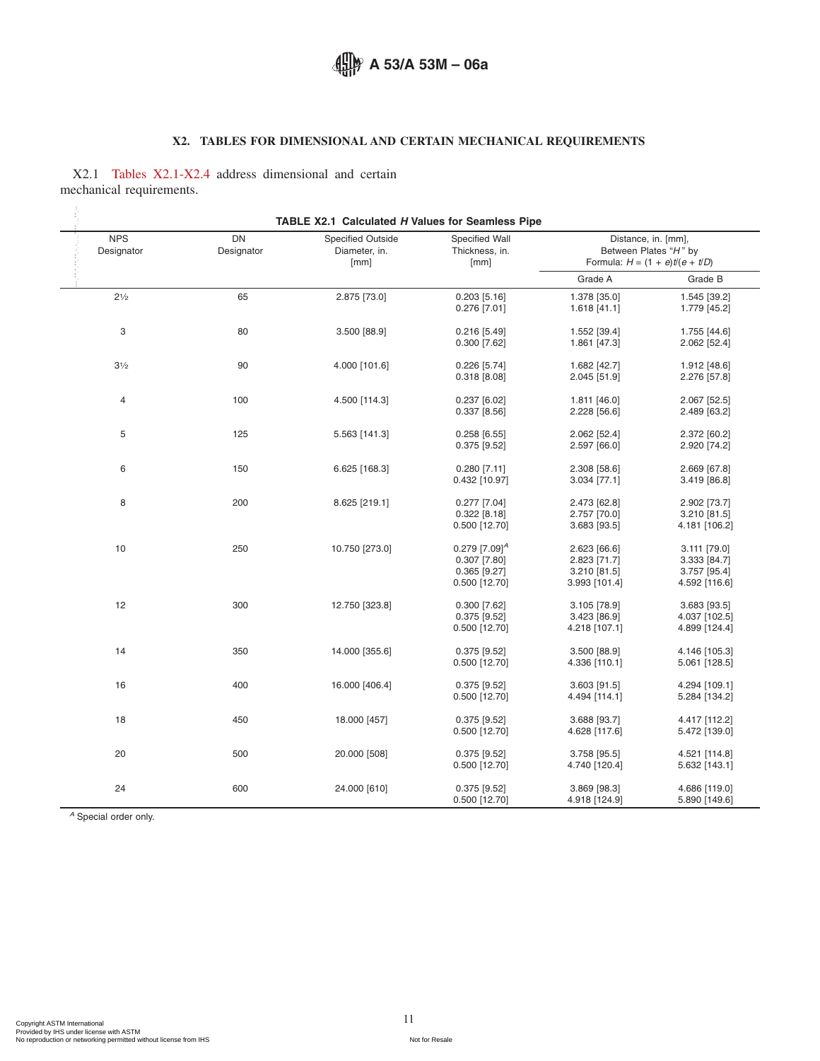## X2. TABLES FOR DIMENSIONAL AND CERTAIN MECHANICAL REQUIREMENTS

X2.1 Tables X2.1-X2.4 address dimensional and certain mechanical requirements.

**TABLE X2.1 Calculated *H* Values for Seamless Pipe**

| NPS Designator | DN Designator | Specified Outside Diameter, in. [mm] | Specified Wall Thickness, in. [mm] | Distance, in. [mm], Between Plates "H" by Formula: $H = (1 + e)t/(e + t/D)$ | |
|---|---|---|---|---|---|
| | | | | Grade A | Grade B |
| 2½ | 65 | 2.875 [73.0] | 0.203 [5.16] | 1.378 [35.0] | 1.545 [39.2] |
| | | | 0.276 [7.01] | 1.618 [41.1] | 1.779 [45.2] |
| 3 | 80 | 3.500 [88.9] | 0.216 [5.49] | 1.552 [39.4] | 1.755 [44.6] |
| | | | 0.300 [7.62] | 1.861 [47.3] | 2.062 [52.4] |
| 3½ | 90 | 4.000 [101.6] | 0.226 [5.74] | 1.682 [42.7] | 1.912 [48.6] |
| | | | 0.318 [8.08] | 2.045 [51.9] | 2.276 [57.8] |
| 4 | 100 | 4.500 [114.3] | 0.237 [6.02] | 1.811 [46.0] | 2.067 [52.5] |
| | | | 0.337 [8.56] | 2.228 [56.6] | 2.489 [63.2] |
| 5 | 125 | 5.563 [141.3] | 0.258 [6.55] | 2.062 [52.4] | 2.372 [60.2] |
| | | | 0.375 [9.52] | 2.597 [66.0] | 2.920 [74.2] |
| 6 | 150 | 6.625 [168.3] | 0.280 [7.11] | 2.308 [58.6] | 2.669 [67.8] |
| | | | 0.432 [10.97] | 3.034 [77.1] | 3.419 [86.8] |
| 8 | 200 | 8.625 [219.1] | 0.277 [7.04] | 2.473 [62.8] | 2.902 [73.7] |
| | | | 0.322 [8.18] | 2.757 [70.0] | 3.210 [81.5] |
| | | | 0.500 [12.70] | 3.683 [93.5] | 4.181 [106.2] |
| 10 | 250 | 10.750 [273.0] | 0.279 [7.09][A] | 2.623 [66.6] | 3.111 [79.0] |
| | | | 0.307 [7.80] | 2.823 [71.7] | 3.333 [84.7] |
| | | | 0.365 [9.27] | 3.210 [81.5] | 3.757 [95.4] |
| | | | 0.500 [12.70] | 3.993 [101.4] | 4.592 [116.6] |
| 12 | 300 | 12.750 [323.8] | 0.300 [7.62] | 3.105 [78.9] | 3.683 [93.5] |
| | | | 0.375 [9.52] | 3.423 [86.9] | 4.037 [102.5] |
| | | | 0.500 [12.70] | 4.218 [107.1] | 4.899 [124.4] |
| 14 | 350 | 14.000 [355.6] | 0.375 [9.52] | 3.500 [88.9] | 4.146 [105.3] |
| | | | 0.500 [12.70] | 4.336 [110.1] | 5.061 [128.5] |
| 16 | 400 | 16.000 [406.4] | 0.375 [9.52] | 3.603 [91.5] | 4.294 [109.1] |
| | | | 0.500 [12.70] | 4.494 [114.1] | 5.284 [134.2] |
| 18 | 450 | 18.000 [457] | 0.375 [9.52] | 3.688 [93.7] | 4.417 [112.2] |
| | | | 0.500 [12.70] | 4.628 [117.6] | 5.472 [139.0] |
| 20 | 500 | 20.000 [508] | 0.375 [9.52] | 3.758 [95.5] | 4.521 [114.8] |
| | | | 0.500 [12.70] | 4.740 [120.4] | 5.632 [143.1] |
| 24 | 600 | 24.000 [610] | 0.375 [9.52] | 3.869 [98.3] | 4.686 [119.0] |
| | | | 0.500 [12.70] | 4.918 [124.9] | 5.890 [149.6] |

[A] Special order only.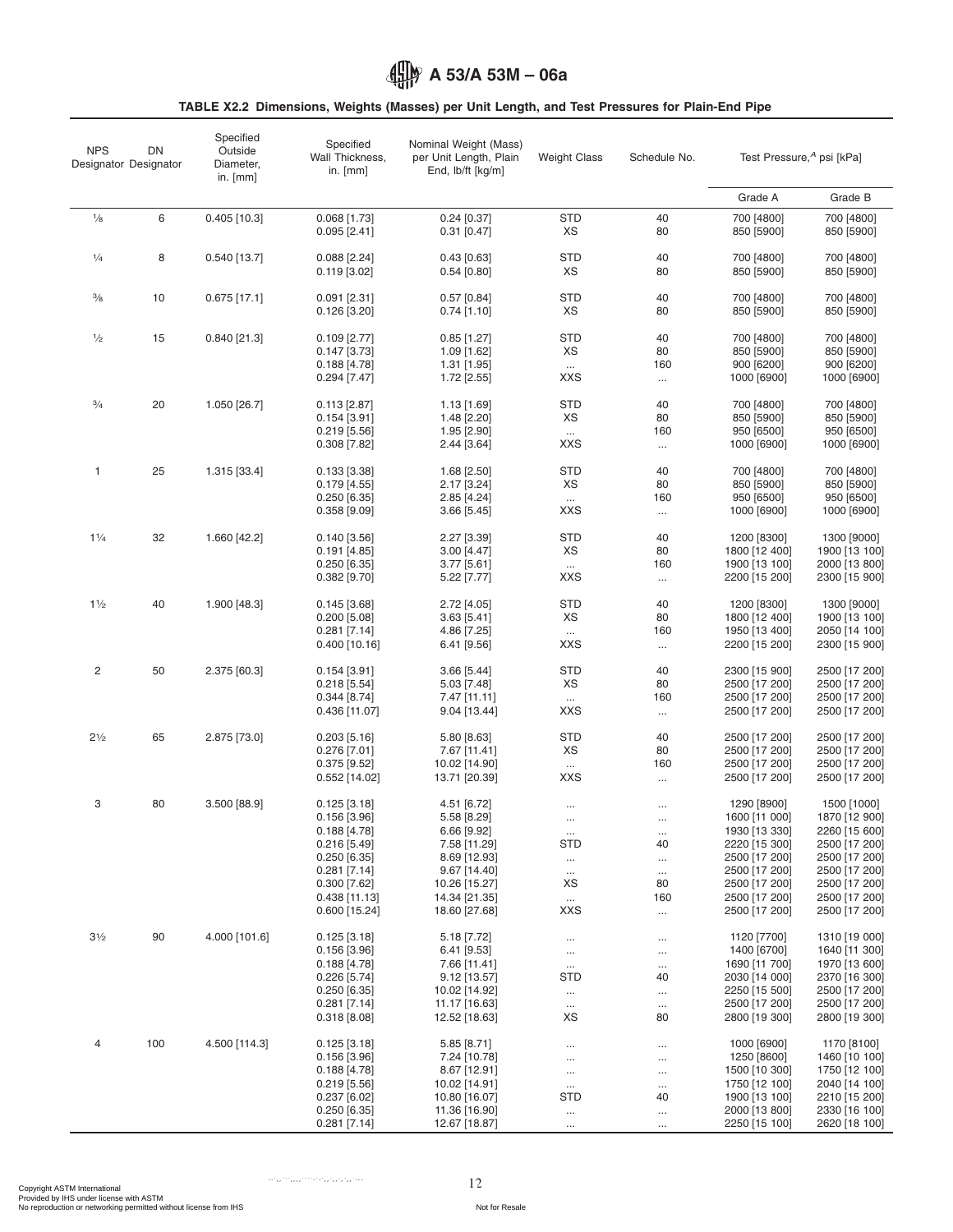**TABLE X2.2 Dimensions, Weights (Masses) per Unit Length, and Test Pressures for Plain-End Pipe**

| NPS Designator | DN Designator | Specified Outside Diameter, in. [mm] | Specified Wall Thickness, in. [mm] | Nominal Weight (Mass) per Unit Length, Plain End, lb/ft [kg/m] | Weight Class | Schedule No. | Test Pressure,[A] psi [kPa] | |
|---|---|---|---|---|---|---|---|---|
| | | | | | | | Grade A | Grade B |
| ⅛ | 6 | 0.405 [10.3] | 0.068 [1.73] | 0.24 [0.37] | STD | 40 | 700 [4800] | 700 [4800] |
| | | | 0.095 [2.41] | 0.31 [0.47] | XS | 80 | 850 [5900] | 850 [5900] |
| ¼ | 8 | 0.540 [13.7] | 0.088 [2.24] | 0.43 [0.63] | STD | 40 | 700 [4800] | 700 [4800] |
| | | | 0.119 [3.02] | 0.54 [0.80] | XS | 80 | 850 [5900] | 850 [5900] |
| ⅜ | 10 | 0.675 [17.1] | 0.091 [2.31] | 0.57 [0.84] | STD | 40 | 700 [4800] | 700 [4800] |
| | | | 0.126 [3.20] | 0.74 [1.10] | XS | 80 | 850 [5900] | 850 [5900] |
| ½ | 15 | 0.840 [21.3] | 0.109 [2.77] | 0.85 [1.27] | STD | 40 | 700 [4800] | 700 [4800] |
| | | | 0.147 [3.73] | 1.09 [1.62] | XS | 80 | 850 [5900] | 850 [5900] |
| | | | 0.188 [4.78] | 1.31 [1.95] | ... | 160 | 900 [6200] | 900 [6200] |
| | | | 0.294 [7.47] | 1.72 [2.55] | XXS | ... | 1000 [6900] | 1000 [6900] |
| ¾ | 20 | 1.050 [26.7] | 0.113 [2.87] | 1.13 [1.69] | STD | 40 | 700 [4800] | 700 [4800] |
| | | | 0.154 [3.91] | 1.48 [2.20] | XS | 80 | 850 [5900] | 850 [5900] |
| | | | 0.219 [5.56] | 1.95 [2.90] | ... | 160 | 950 [6500] | 950 [6500] |
| | | | 0.308 [7.82] | 2.44 [3.64] | XXS | ... | 1000 [6900] | 1000 [6900] |
| 1 | 25 | 1.315 [33.4] | 0.133 [3.38] | 1.68 [2.50] | STD | 40 | 700 [4800] | 700 [4800] |
| | | | 0.179 [4.55] | 2.17 [3.24] | XS | 80 | 850 [5900] | 850 [5900] |
| | | | 0.250 [6.35] | 2.85 [4.24] | ... | 160 | 950 [6500] | 950 [6500] |
| | | | 0.358 [9.09] | 3.66 [5.45] | XXS | ... | 1000 [6900] | 1000 [6900] |
| 1¼ | 32 | 1.660 [42.2] | 0.140 [3.56] | 2.27 [3.39] | STD | 40 | 1200 [8300] | 1300 [9000] |
| | | | 0.191 [4.85] | 3.00 [4.47] | XS | 80 | 1800 [12 400] | 1900 [13 100] |
| | | | 0.250 [6.35] | 3.77 [5.61] | ... | 160 | 1900 [13 100] | 2000 [13 800] |
| | | | 0.382 [9.70] | 5.22 [7.77] | XXS | ... | 2200 [15 200] | 2300 [15 900] |
| 1½ | 40 | 1.900 [48.3] | 0.145 [3.68] | 2.72 [4.05] | STD | 40 | 1200 [8300] | 1300 [9000] |
| | | | 0.200 [5.08] | 3.63 [5.41] | XS | 80 | 1800 [12 400] | 1900 [13 100] |
| | | | 0.281 [7.14] | 4.86 [7.25] | ... | 160 | 1950 [13 400] | 2050 [14 100] |
| | | | 0.400 [10.16] | 6.41 [9.56] | XXS | ... | 2200 [15 200] | 2300 [15 900] |
| 2 | 50 | 2.375 [60.3] | 0.154 [3.91] | 3.66 [5.44] | STD | 40 | 2300 [15 900] | 2500 [17 200] |
| | | | 0.218 [5.54] | 5.03 [7.48] | XS | 80 | 2500 [17 200] | 2500 [17 200] |
| | | | 0.344 [8.74] | 7.47 [11.11] | ... | 160 | 2500 [17 200] | 2500 [17 200] |
| | | | 0.436 [11.07] | 9.04 [13.44] | XXS | ... | 2500 [17 200] | 2500 [17 200] |
| 2½ | 65 | 2.875 [73.0] | 0.203 [5.16] | 5.80 [8.63] | STD | 40 | 2500 [17 200] | 2500 [17 200] |
| | | | 0.276 [7.01] | 7.67 [11.41] | XS | 80 | 2500 [17 200] | 2500 [17 200] |
| | | | 0.375 [9.52] | 10.02 [14.90] | ... | 160 | 2500 [17 200] | 2500 [17 200] |
| | | | 0.552 [14.02] | 13.71 [20.39] | XXS | ... | 2500 [17 200] | 2500 [17 200] |
| 3 | 80 | 3.500 [88.9] | 0.125 [3.18] | 4.51 [6.72] | ... | ... | 1290 [8900] | 1500 [1000] |
| | | | 0.156 [3.96] | 5.58 [8.29] | ... | ... | 1600 [11 000] | 1870 [12 900] |
| | | | 0.188 [4.78] | 6.66 [9.92] | ... | ... | 1930 [13 330] | 2260 [15 600] |
| | | | 0.216 [5.49] | 7.58 [11.29] | STD | 40 | 2220 [15 300] | 2500 [17 200] |
| | | | 0.250 [6.35] | 8.69 [12.93] | ... | ... | 2500 [17 200] | 2500 [17 200] |
| | | | 0.281 [7.14] | 9.67 [14.40] | ... | ... | 2500 [17 200] | 2500 [17 200] |
| | | | 0.300 [7.62] | 10.26 [15.27] | XS | 80 | 2500 [17 200] | 2500 [17 200] |
| | | | 0.438 [11.13] | 14.34 [21.35] | ... | 160 | 2500 [17 200] | 2500 [17 200] |
| | | | 0.600 [15.24] | 18.60 [27.68] | XXS | ... | 2500 [17 200] | 2500 [17 200] |
| 3½ | 90 | 4.000 [101.6] | 0.125 [3.18] | 5.18 [7.72] | ... | ... | 1120 [7700] | 1310 [19 000] |
| | | | 0.156 [3.96] | 6.41 [9.53] | ... | ... | 1400 [6700] | 1640 [11 300] |
| | | | 0.188 [4.78] | 7.66 [11.41] | ... | ... | 1690 [11 700] | 1970 [13 600] |
| | | | 0.226 [5.74] | 9.12 [13.57] | STD | 40 | 2030 [14 000] | 2370 [16 300] |
| | | | 0.250 [6.35] | 10.02 [14.92] | ... | ... | 2250 [15 500] | 2500 [17 200] |
| | | | 0.281 [7.14] | 11.17 [16.63] | ... | ... | 2500 [17 200] | 2500 [17 200] |
| | | | 0.318 [8.08] | 12.52 [18.63] | XS | 80 | 2800 [19 300] | 2800 [19 300] |
| 4 | 100 | 4.500 [114.3] | 0.125 [3.18] | 5.85 [8.71] | ... | ... | 1000 [6900] | 1170 [8100] |
| | | | 0.156 [3.96] | 7.24 [10.78] | ... | ... | 1250 [8600] | 1460 [10 100] |
| | | | 0.188 [4.78] | 8.67 [12.91] | ... | ... | 1500 [10 300] | 1750 [12 100] |
| | | | 0.219 [5.56] | 10.02 [14.91] | ... | ... | 1750 [12 100] | 2040 [14 100] |
| | | | 0.237 [6.02] | 10.80 [16.07] | STD | 40 | 1900 [13 100] | 2210 [15 200] |
| | | | 0.250 [6.35] | 11.36 [16.90] | ... | ... | 2000 [13 800] | 2330 [16 100] |
| | | | 0.281 [7.14] | 12.67 [18.87] | ... | ... | 2250 [15 100] | 2620 [18 100] |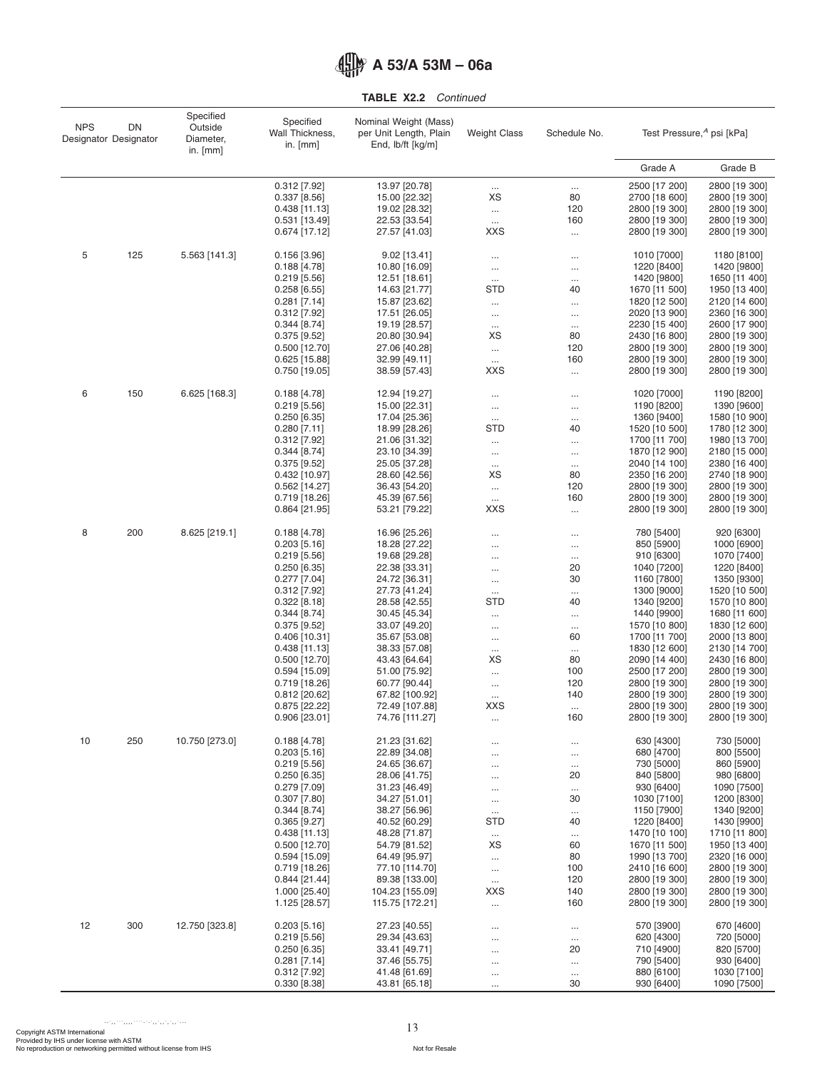**TABLE X2.2** *Continued*

| NPS Designator | DN Designator | Specified Outside Diameter, in. [mm] | Specified Wall Thickness, in. [mm] | Nominal Weight (Mass) per Unit Length, Plain End, lb/ft [kg/m] | Weight Class | Schedule No. | Test Pressure,[A] psi [kPa] | |
|---|---|---|---|---|---|---|---|---|
| | | | | | | | Grade A | Grade B |
| | | | 0.312 [7.92] | 13.97 [20.78] | ... | ... | 2500 [17 200] | 2800 [19 300] |
| | | | 0.337 [8.56] | 15.00 [22.32] | XS | 80 | 2700 [18 600] | 2800 [19 300] |
| | | | 0.438 [11.13] | 19.02 [28.32] | ... | 120 | 2800 [19 300] | 2800 [19 300] |
| | | | 0.531 [13.49] | 22.53 [33.54] | ... | 160 | 2800 [19 300] | 2800 [19 300] |
| | | | 0.674 [17.12] | 27.57 [41.03] | XXS | ... | 2800 [19 300] | 2800 [19 300] |
| 5 | 125 | 5.563 [141.3] | 0.156 [3.96] | 9.02 [13.41] | ... | ... | 1010 [7000] | 1180 [8100] |
| | | | 0.188 [4.78] | 10.80 [16.09] | ... | ... | 1220 [8400] | 1420 [9800] |
| | | | 0.219 [5.56] | 12.51 [18.61] | ... | ... | 1420 [9800] | 1650 [11 400] |
| | | | 0.258 [6.55] | 14.63 [21.77] | STD | 40 | 1670 [11 500] | 1950 [13 400] |
| | | | 0.281 [7.14] | 15.87 [23.62] | ... | ... | 1820 [12 500] | 2120 [14 600] |
| | | | 0.312 [7.92] | 17.51 [26.05] | ... | ... | 2020 [13 900] | 2360 [16 300] |
| | | | 0.344 [8.74] | 19.19 [28.57] | ... | ... | 2230 [15 400] | 2600 [17 900] |
| | | | 0.375 [9.52] | 20.80 [30.94] | XS | 80 | 2430 [16 800] | 2800 [19 300] |
| | | | 0.500 [12.70] | 27.06 [40.28] | ... | 120 | 2800 [19 300] | 2800 [19 300] |
| | | | 0.625 [15.88] | 32.99 [49.11] | ... | 160 | 2800 [19 300] | 2800 [19 300] |
| | | | 0.750 [19.05] | 38.59 [57.43] | XXS | ... | 2800 [19 300] | 2800 [19 300] |
| 6 | 150 | 6.625 [168.3] | 0.188 [4.78] | 12.94 [19.27] | ... | ... | 1020 [7000] | 1190 [8200] |
| | | | 0.219 [5.56] | 15.00 [22.31] | ... | ... | 1190 [8200] | 1390 [9600] |
| | | | 0.250 [6.35] | 17.04 [25.36] | ... | ... | 1360 [9400] | 1580 [10 900] |
| | | | 0.280 [7.11] | 18.99 [28.26] | STD | 40 | 1520 [10 500] | 1780 [12 300] |
| | | | 0.312 [7.92] | 21.06 [31.32] | ... | ... | 1700 [11 700] | 1980 [13 700] |
| | | | 0.344 [8.74] | 23.10 [34.39] | ... | ... | 1870 [12 900] | 2180 [15 000] |
| | | | 0.375 [9.52] | 25.05 [37.28] | ... | ... | 2040 [14 100] | 2380 [16 400] |
| | | | 0.432 [10.97] | 28.60 [42.56] | XS | 80 | 2350 [16 200] | 2740 [18 900] |
| | | | 0.562 [14.27] | 36.43 [54.20] | ... | 120 | 2800 [19 300] | 2800 [19 300] |
| | | | 0.719 [18.26] | 45.39 [67.56] | ... | 160 | 2800 [19 300] | 2800 [19 300] |
| | | | 0.864 [21.95] | 53.21 [79.22] | XXS | ... | 2800 [19 300] | 2800 [19 300] |
| 8 | 200 | 8.625 [219.1] | 0.188 [4.78] | 16.96 [25.26] | ... | ... | 780 [5400] | 920 [6300] |
| | | | 0.203 [5.16] | 18.28 [27.22] | ... | ... | 850 [5900] | 1000 [6900] |
| | | | 0.219 [5.56] | 19.68 [29.28] | ... | ... | 910 [6300] | 1070 [7400] |
| | | | 0.250 [6.35] | 22.38 [33.31] | ... | 20 | 1040 [7200] | 1220 [8400] |
| | | | 0.277 [7.04] | 24.72 [36.31] | ... | 30 | 1160 [7800] | 1350 [9300] |
| | | | 0.312 [7.92] | 27.73 [41.24] | ... | ... | 1300 [9000] | 1520 [10 500] |
| | | | 0.322 [8.18] | 28.58 [42.55] | STD | 40 | 1340 [9200] | 1570 [10 800] |
| | | | 0.344 [8.74] | 30.45 [45.34] | ... | ... | 1440 [9900] | 1680 [11 600] |
| | | | 0.375 [9.52] | 33.07 [49.20] | ... | ... | 1570 [10 800] | 1830 [12 600] |
| | | | 0.406 [10.31] | 35.67 [53.08] | ... | 60 | 1700 [11 700] | 2000 [13 800] |
| | | | 0.438 [11.13] | 38.33 [57.08] | ... | ... | 1830 [12 600] | 2130 [14 700] |
| | | | 0.500 [12.70] | 43.43 [64.64] | XS | 80 | 2090 [14 400] | 2430 [16 800] |
| | | | 0.594 [15.09] | 51.00 [75.92] | ... | 100 | 2500 [17 200] | 2800 [19 300] |
| | | | 0.719 [18.26] | 60.77 [90.44] | ... | 120 | 2800 [19 300] | 2800 [19 300] |
| | | | 0.812 [20.62] | 67.82 [100.92] | ... | 140 | 2800 [19 300] | 2800 [19 300] |
| | | | 0.875 [22.22] | 72.49 [107.88] | XXS | ... | 2800 [19 300] | 2800 [19 300] |
| | | | 0.906 [23.01] | 74.76 [111.27] | ... | 160 | 2800 [19 300] | 2800 [19 300] |
| 10 | 250 | 10.750 [273.0] | 0.188 [4.78] | 21.23 [31.62] | ... | ... | 630 [4300] | 730 [5000] |
| | | | 0.203 [5.16] | 22.89 [34.08] | ... | ... | 680 [4700] | 800 [5500] |
| | | | 0.219 [5.56] | 24.65 [36.67] | ... | ... | 730 [5000] | 860 [5900] |
| | | | 0.250 [6.35] | 28.06 [41.75] | ... | 20 | 840 [5800] | 980 [6800] |
| | | | 0.279 [7.09] | 31.23 [46.49] | ... | ... | 930 [6400] | 1090 [7500] |
| | | | 0.307 [7.80] | 34.27 [51.01] | ... | 30 | 1030 [7100] | 1200 [8300] |
| | | | 0.344 [8.74] | 38.27 [56.96] | ... | ... | 1150 [7900] | 1340 [9200] |
| | | | 0.365 [9.27] | 40.52 [60.29] | STD | 40 | 1220 [8400] | 1430 [9900] |
| | | | 0.438 [11.13] | 48.28 [71.87] | ... | ... | 1470 [10 100] | 1710 [11 800] |
| | | | 0.500 [12.70] | 54.79 [81.52] | XS | 60 | 1670 [11 500] | 1950 [13 400] |
| | | | 0.594 [15.09] | 64.49 [95.97] | ... | 80 | 1990 [13 700] | 2320 [16 000] |
| | | | 0.719 [18.26] | 77.10 [114.70] | ... | 100 | 2410 [16 600] | 2800 [19 300] |
| | | | 0.844 [21.44] | 89.38 [133.00] | ... | 120 | 2800 [19 300] | 2800 [19 300] |
| | | | 1.000 [25.40] | 104.23 [155.09] | XXS | 140 | 2800 [19 300] | 2800 [19 300] |
| | | | 1.125 [28.57] | 115.75 [172.21] | ... | 160 | 2800 [19 300] | 2800 [19 300] |
| 12 | 300 | 12.750 [323.8] | 0.203 [5.16] | 27.23 [40.55] | ... | ... | 570 [3900] | 670 [4600] |
| | | | 0.219 [5.56] | 29.34 [43.63] | ... | ... | 620 [4300] | 720 [5000] |
| | | | 0.250 [6.35] | 33.41 [49.71] | ... | 20 | 710 [4900] | 820 [5700] |
| | | | 0.281 [7.14] | 37.46 [55.75] | ... | ... | 790 [5400] | 930 [6400] |
| | | | 0.312 [7.92] | 41.48 [61.69] | ... | ... | 880 [6100] | 1030 [7100] |
| | | | 0.330 [8.38] | 43.81 [65.18] | ... | 30 | 930 [6400] | 1090 [7500] |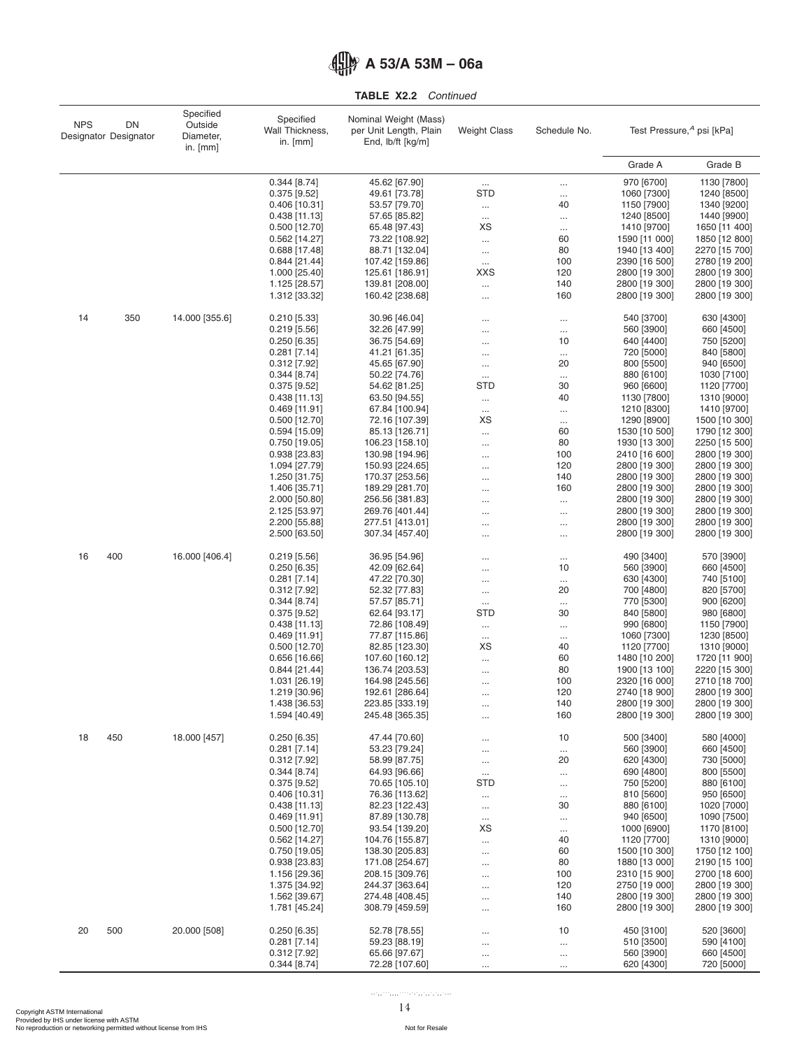**TABLE X2.2** *Continued*

| NPS Designator | DN Designator | Specified Outside Diameter, in. [mm] | Specified Wall Thickness, in. [mm] | Nominal Weight (Mass) per Unit Length, Plain End, lb/ft [kg/m] | Weight Class | Schedule No. | Test Pressure,[A] psi [kPa] | |
|---|---|---|---|---|---|---|---|---|
| | | | | | | | Grade A | Grade B |
| | | | 0.344 [8.74] | 45.62 [67.90] | ... | ... | 970 [6700] | 1130 [7800] |
| | | | 0.375 [9.52] | 49.61 [73.78] | STD | ... | 1060 [7300] | 1240 [8500] |
| | | | 0.406 [10.31] | 53.57 [79.70] | ... | 40 | 1150 [7900] | 1340 [9200] |
| | | | 0.438 [11.13] | 57.65 [85.82] | ... | ... | 1240 [8500] | 1440 [9900] |
| | | | 0.500 [12.70] | 65.48 [97.43] | XS | ... | 1410 [9700] | 1650 [11 400] |
| | | | 0.562 [14.27] | 73.22 [108.92] | ... | 60 | 1590 [11 000] | 1850 [12 800] |
| | | | 0.688 [17.48] | 88.71 [132.04] | ... | 80 | 1940 [13 400] | 2270 [15 700] |
| | | | 0.844 [21.44] | 107.42 [159.86] | ... | 100 | 2390 [16 500] | 2780 [19 200] |
| | | | 1.000 [25.40] | 125.61 [186.91] | XXS | 120 | 2800 [19 300] | 2800 [19 300] |
| | | | 1.125 [28.57] | 139.81 [208.00] | ... | 140 | 2800 [19 300] | 2800 [19 300] |
| | | | 1.312 [33.32] | 160.42 [238.68] | ... | 160 | 2800 [19 300] | 2800 [19 300] |
| 14 | 350 | 14.000 [355.6] | 0.210 [5.33] | 30.96 [46.04] | ... | ... | 540 [3700] | 630 [4300] |
| | | | 0.219 [5.56] | 32.26 [47.99] | ... | ... | 560 [3900] | 660 [4500] |
| | | | 0.250 [6.35] | 36.75 [54.69] | ... | 10 | 640 [4400] | 750 [5200] |
| | | | 0.281 [7.14] | 41.21 [61.35] | ... | ... | 720 [5000] | 840 [5800] |
| | | | 0.312 [7.92] | 45.65 [67.90] | ... | 20 | 800 [5500] | 940 [6500] |
| | | | 0.344 [8.74] | 50.22 [74.76] | ... | ... | 880 [6100] | 1030 [7100] |
| | | | 0.375 [9.52] | 54.62 [81.25] | STD | 30 | 960 [6600] | 1120 [7700] |
| | | | 0.438 [11.13] | 63.50 [94.55] | ... | 40 | 1130 [7800] | 1310 [9000] |
| | | | 0.469 [11.91] | 67.84 [100.94] | ... | ... | 1210 [8300] | 1410 [9700] |
| | | | 0.500 [12.70] | 72.16 [107.39] | XS | ... | 1290 [8900] | 1500 [10 300] |
| | | | 0.594 [15.09] | 85.13 [126.71] | ... | 60 | 1530 [10 500] | 1790 [12 300] |
| | | | 0.750 [19.05] | 106.23 [158.10] | ... | 80 | 1930 [13 300] | 2250 [15 500] |
| | | | 0.938 [23.83] | 130.98 [194.96] | ... | 100 | 2410 [16 600] | 2800 [19 300] |
| | | | 1.094 [27.79] | 150.93 [224.65] | ... | 120 | 2800 [19 300] | 2800 [19 300] |
| | | | 1.250 [31.75] | 170.37 [253.56] | ... | 140 | 2800 [19 300] | 2800 [19 300] |
| | | | 1.406 [35.71] | 189.29 [281.70] | ... | 160 | 2800 [19 300] | 2800 [19 300] |
| | | | 2.000 [50.80] | 256.56 [381.83] | ... | ... | 2800 [19 300] | 2800 [19 300] |
| | | | 2.125 [53.97] | 269.76 [401.44] | ... | ... | 2800 [19 300] | 2800 [19 300] |
| | | | 2.200 [55.88] | 277.51 [413.01] | ... | ... | 2800 [19 300] | 2800 [19 300] |
| | | | 2.500 [63.50] | 307.34 [457.40] | ... | ... | 2800 [19 300] | 2800 [19 300] |
| 16 | 400 | 16.000 [406.4] | 0.219 [5.56] | 36.95 [54.96] | ... | ... | 490 [3400] | 570 [3900] |
| | | | 0.250 [6.35] | 42.09 [62.64] | ... | 10 | 560 [3900] | 660 [4500] |
| | | | 0.281 [7.14] | 47.22 [70.30] | ... | ... | 630 [4300] | 740 [5100] |
| | | | 0.312 [7.92] | 52.32 [77.83] | ... | 20 | 700 [4800] | 820 [5700] |
| | | | 0.344 [8.74] | 57.57 [85.71] | ... | ... | 770 [5300] | 900 [6200] |
| | | | 0.375 [9.52] | 62.64 [93.17] | STD | 30 | 840 [5800] | 980 [6800] |
| | | | 0.438 [11.13] | 72.86 [108.49] | ... | ... | 990 [6800] | 1150 [7900] |
| | | | 0.469 [11.91] | 77.87 [115.86] | ... | ... | 1060 [7300] | 1230 [8500] |
| | | | 0.500 [12.70] | 82.85 [123.30] | XS | 40 | 1120 [7700] | 1310 [9000] |
| | | | 0.656 [16.66] | 107.60 [160.12] | ... | 60 | 1480 [10 200] | 1720 [11 900] |
| | | | 0.844 [21.44] | 136.74 [203.53] | ... | 80 | 1900 [13 100] | 2220 [15 300] |
| | | | 1.031 [26.19] | 164.98 [245.56] | ... | 100 | 2320 [16 000] | 2710 [18 700] |
| | | | 1.219 [30.96] | 192.61 [286.64] | ... | 120 | 2740 [18 900] | 2800 [19 300] |
| | | | 1.438 [36.53] | 223.85 [333.19] | ... | 140 | 2800 [19 300] | 2800 [19 300] |
| | | | 1.594 [40.49] | 245.48 [365.35] | ... | 160 | 2800 [19 300] | 2800 [19 300] |
| 18 | 450 | 18.000 [457] | 0.250 [6.35] | 47.44 [70.60] | ... | 10 | 500 [3400] | 580 [4000] |
| | | | 0.281 [7.14] | 53.23 [79.24] | ... | ... | 560 [3900] | 660 [4500] |
| | | | 0.312 [7.92] | 58.99 [87.75] | ... | 20 | 620 [4300] | 730 [5000] |
| | | | 0.344 [8.74] | 64.93 [96.66] | ... | ... | 690 [4800] | 800 [5500] |
| | | | 0.375 [9.52] | 70.65 [105.10] | STD | ... | 750 [5200] | 880 [6100] |
| | | | 0.406 [10.31] | 76.36 [113.62] | ... | ... | 810 [5600] | 950 [6500] |
| | | | 0.438 [11.13] | 82.23 [122.43] | ... | 30 | 880 [6100] | 1020 [7000] |
| | | | 0.469 [11.91] | 87.89 [130.78] | ... | ... | 940 [6500] | 1090 [7500] |
| | | | 0.500 [12.70] | 93.54 [139.20] | XS | ... | 1000 [6900] | 1170 [8100] |
| | | | 0.562 [14.27] | 104.76 [155.87] | ... | 40 | 1120 [7700] | 1310 [9000] |
| | | | 0.750 [19.05] | 138.30 [205.83] | ... | 60 | 1500 [10 300] | 1750 [12 100] |
| | | | 0.938 [23.83] | 171.08 [254.67] | ... | 80 | 1880 [13 000] | 2190 [15 100] |
| | | | 1.156 [29.36] | 208.15 [309.76] | ... | 100 | 2310 [15 900] | 2700 [18 600] |
| | | | 1.375 [34.92] | 244.37 [363.64] | ... | 120 | 2750 [19 000] | 2800 [19 300] |
| | | | 1.562 [39.67] | 274.48 [408.45] | ... | 140 | 2800 [19 300] | 2800 [19 300] |
| | | | 1.781 [45.24] | 308.79 [459.59] | ... | 160 | 2800 [19 300] | 2800 [19 300] |
| 20 | 500 | 20.000 [508] | 0.250 [6.35] | 52.78 [78.55] | ... | 10 | 450 [3100] | 520 [3600] |
| | | | 0.281 [7.14] | 59.23 [88.19] | ... | ... | 510 [3500] | 590 [4100] |
| | | | 0.312 [7.92] | 65.66 [97.67] | ... | ... | 560 [3900] | 660 [4500] |
| | | | 0.344 [8.74] | 72.28 [107.60] | ... | ... | 620 [4300] | 720 [5000] |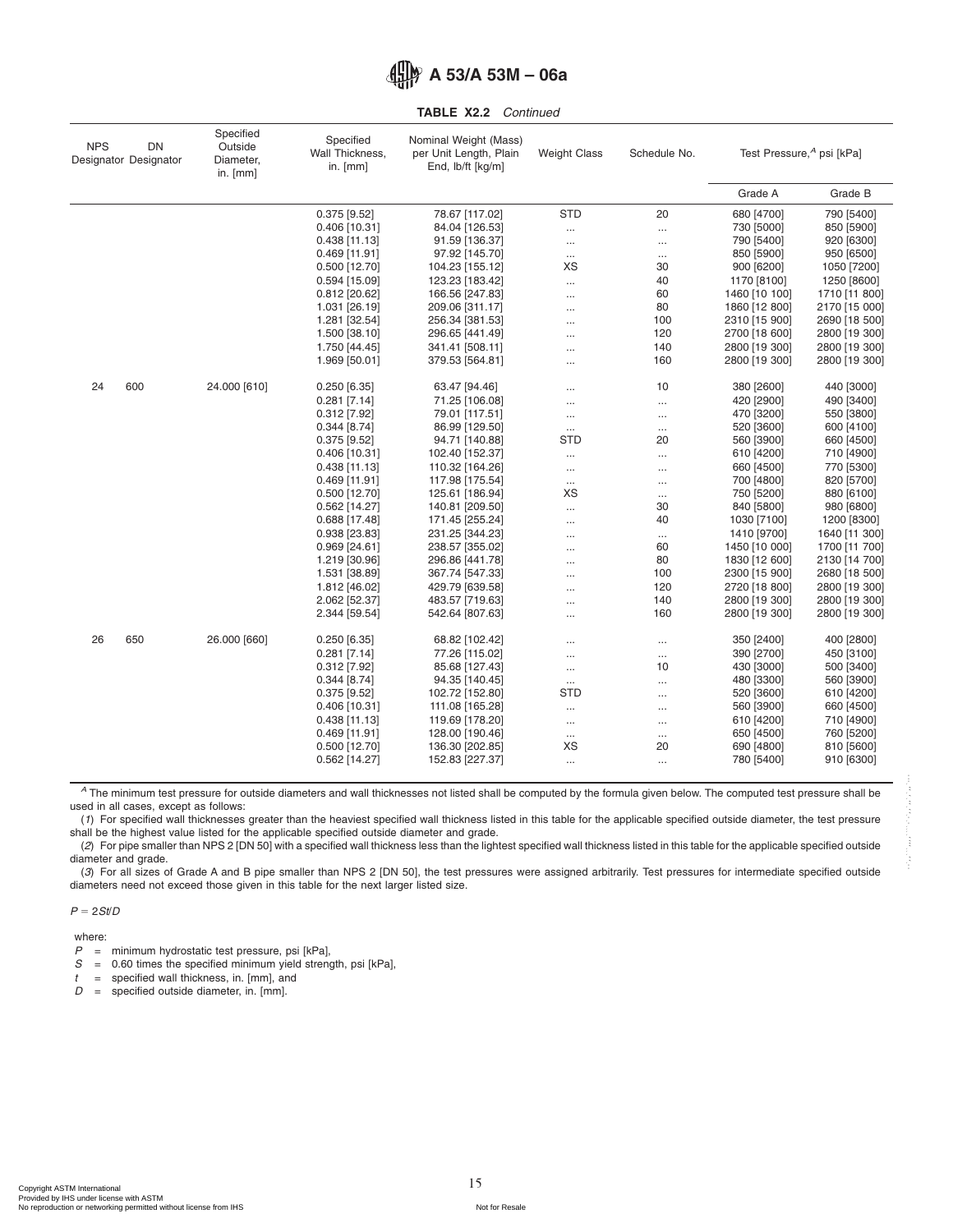**TABLE X2.2** *Continued*

| NPS Designator | DN Designator | Specified Outside Diameter, in. [mm] | Specified Wall Thickness, in. [mm] | Nominal Weight (Mass) per Unit Length, Plain End, lb/ft [kg/m] | Weight Class | Schedule No. | Test Pressure,[A] psi [kPa] | |
|---|---|---|---|---|---|---|---|---|
| | | | | | | | Grade A | Grade B |
| | | | 0.375 [9.52] | 78.67 [117.02] | STD | 20 | 680 [4700] | 790 [5400] |
| | | | 0.406 [10.31] | 84.04 [126.53] | ... | ... | 730 [5000] | 850 [5900] |
| | | | 0.438 [11.13] | 91.59 [136.37] | ... | ... | 790 [5400] | 920 [6300] |
| | | | 0.469 [11.91] | 97.92 [145.70] | ... | ... | 850 [5900] | 950 [6500] |
| | | | 0.500 [12.70] | 104.23 [155.12] | XS | 30 | 900 [6200] | 1050 [7200] |
| | | | 0.594 [15.09] | 123.23 [183.42] | ... | 40 | 1170 [8100] | 1250 [8600] |
| | | | 0.812 [20.62] | 166.56 [247.83] | ... | 60 | 1460 [10 100] | 1710 [11 800] |
| | | | 1.031 [26.19] | 209.06 [311.17] | ... | 80 | 1860 [12 800] | 2170 [15 000] |
| | | | 1.281 [32.54] | 256.34 [381.53] | ... | 100 | 2310 [15 900] | 2690 [18 500] |
| | | | 1.500 [38.10] | 296.65 [441.49] | ... | 120 | 2700 [18 600] | 2800 [19 300] |
| | | | 1.750 [44.45] | 341.41 [508.11] | ... | 140 | 2800 [19 300] | 2800 [19 300] |
| | | | 1.969 [50.01] | 379.53 [564.81] | ... | 160 | 2800 [19 300] | 2800 [19 300] |
| 24 | 600 | 24.000 [610] | 0.250 [6.35] | 63.47 [94.46] | ... | 10 | 380 [2600] | 440 [3000] |
| | | | 0.281 [7.14] | 71.25 [106.08] | ... | ... | 420 [2900] | 490 [3400] |
| | | | 0.312 [7.92] | 79.01 [117.51] | ... | ... | 470 [3200] | 550 [3800] |
| | | | 0.344 [8.74] | 86.99 [129.50] | ... | ... | 520 [3600] | 600 [4100] |
| | | | 0.375 [9.52] | 94.71 [140.88] | STD | 20 | 560 [3900] | 660 [4500] |
| | | | 0.406 [10.31] | 102.40 [152.37] | ... | ... | 610 [4200] | 710 [4900] |
| | | | 0.438 [11.13] | 110.32 [164.26] | ... | ... | 660 [4500] | 770 [5300] |
| | | | 0.469 [11.91] | 117.98 [175.54] | ... | ... | 700 [4800] | 820 [5700] |
| | | | 0.500 [12.70] | 125.61 [186.94] | XS | ... | 750 [5200] | 880 [6100] |
| | | | 0.562 [14.27] | 140.81 [209.50] | ... | 30 | 840 [5800] | 980 [6800] |
| | | | 0.688 [17.48] | 171.45 [255.24] | ... | 40 | 1030 [7100] | 1200 [8300] |
| | | | 0.938 [23.83] | 231.25 [344.23] | ... | ... | 1410 [9700] | 1640 [11 300] |
| | | | 0.969 [24.61] | 238.57 [355.02] | ... | 60 | 1450 [10 000] | 1700 [11 700] |
| | | | 1.219 [30.96] | 296.86 [441.78] | ... | 80 | 1830 [12 600] | 2130 [14 700] |
| | | | 1.531 [38.89] | 367.74 [547.33] | ... | 100 | 2300 [15 900] | 2680 [18 500] |
| | | | 1.812 [46.02] | 429.79 [639.58] | ... | 120 | 2720 [18 800] | 2800 [19 300] |
| | | | 2.062 [52.37] | 483.57 [719.63] | ... | 140 | 2800 [19 300] | 2800 [19 300] |
| | | | 2.344 [59.54] | 542.64 [807.63] | ... | 160 | 2800 [19 300] | 2800 [19 300] |
| 26 | 650 | 26.000 [660] | 0.250 [6.35] | 68.82 [102.42] | ... | ... | 350 [2400] | 400 [2800] |
| | | | 0.281 [7.14] | 77.26 [115.02] | ... | ... | 390 [2700] | 450 [3100] |
| | | | 0.312 [7.92] | 85.68 [127.43] | ... | 10 | 430 [3000] | 500 [3400] |
| | | | 0.344 [8.74] | 94.35 [140.45] | ... | ... | 480 [3300] | 560 [3900] |
| | | | 0.375 [9.52] | 102.72 [152.80] | STD | ... | 520 [3600] | 610 [4200] |
| | | | 0.406 [10.31] | 111.08 [165.28] | ... | ... | 560 [3900] | 660 [4500] |
| | | | 0.438 [11.13] | 119.69 [178.20] | ... | ... | 610 [4200] | 710 [4900] |
| | | | 0.469 [11.91] | 128.00 [190.46] | ... | ... | 650 [4500] | 760 [5200] |
| | | | 0.500 [12.70] | 136.30 [202.85] | XS | 20 | 690 [4800] | 810 [5600] |
| | | | 0.562 [14.27] | 152.83 [227.37] | ... | ... | 780 [5400] | 910 [6300] |

[A] The minimum test pressure for outside diameters and wall thicknesses not listed shall be computed by the formula given below. The computed test pressure shall be used in all cases, except as follows:

(*1*) For specified wall thicknesses greater than the heaviest specified wall thickness listed in this table for the applicable specified outside diameter, the test pressure shall be the highest value listed for the applicable specified outside diameter and grade.

(*2*) For pipe smaller than NPS 2 [DN 50] with a specified wall thickness less than the lightest specified wall thickness listed in this table for the applicable specified outside diameter and grade.

(*3*) For all sizes of Grade A and B pipe smaller than NPS 2 [DN 50], the test pressures were assigned arbitrarily. Test pressures for intermediate specified outside diameters need not exceed those given in this table for the next larger listed size.

$$P = 2St/D$$

where:

$P$ = minimum hydrostatic test pressure, psi [kPa],
$S$ = 0.60 times the specified minimum yield strength, psi [kPa],
$t$ = specified wall thickness, in. [mm], and
$D$ = specified outside diameter, in. [mm].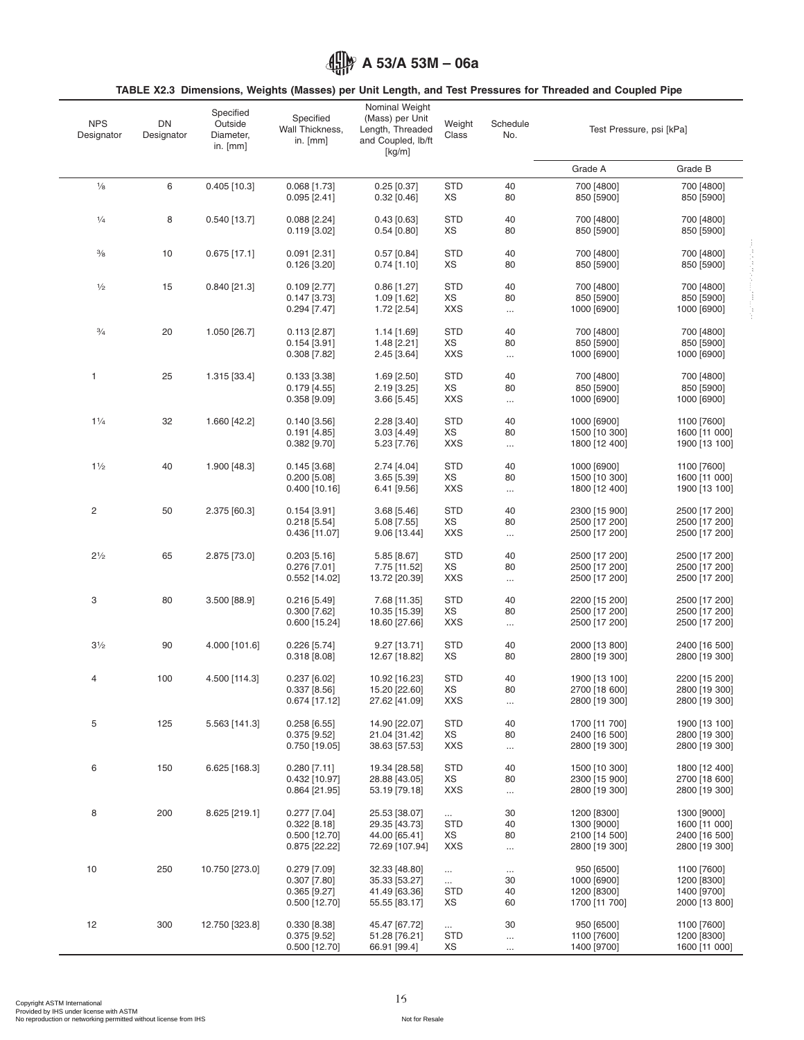TABLE X2.3 Dimensions, Weights (Masses) per Unit Length, and Test Pressures for Threaded and Coupled Pipe

| NPS Designator | DN Designator | Specified Outside Diameter, in. [mm] | Specified Wall Thickness, in. [mm] | Nominal Weight (Mass) per Unit Length, Threaded and Coupled, lb/ft [kg/m] | Weight Class | Schedule No. | Test Pressure, psi [kPa] | |
|---|---|---|---|---|---|---|---|---|
| | | | | | | | Grade A | Grade B |
| ⅛ | 6 | 0.405 [10.3] | 0.068 [1.73] | 0.25 [0.37] | STD | 40 | 700 [4800] | 700 [4800] |
| | | | 0.095 [2.41] | 0.32 [0.46] | XS | 80 | 850 [5900] | 850 [5900] |
| ¼ | 8 | 0.540 [13.7] | 0.088 [2.24] | 0.43 [0.63] | STD | 40 | 700 [4800] | 700 [4800] |
| | | | 0.119 [3.02] | 0.54 [0.80] | XS | 80 | 850 [5900] | 850 [5900] |
| ⅜ | 10 | 0.675 [17.1] | 0.091 [2.31] | 0.57 [0.84] | STD | 40 | 700 [4800] | 700 [4800] |
| | | | 0.126 [3.20] | 0.74 [1.10] | XS | 80 | 850 [5900] | 850 [5900] |
| ½ | 15 | 0.840 [21.3] | 0.109 [2.77] | 0.86 [1.27] | STD | 40 | 700 [4800] | 700 [4800] |
| | | | 0.147 [3.73] | 1.09 [1.62] | XS | 80 | 850 [5900] | 850 [5900] |
| | | | 0.294 [7.47] | 1.72 [2.54] | XXS | ... | 1000 [6900] | 1000 [6900] |
| ¾ | 20 | 1.050 [26.7] | 0.113 [2.87] | 1.14 [1.69] | STD | 40 | 700 [4800] | 700 [4800] |
| | | | 0.154 [3.91] | 1.48 [2.21] | XS | 80 | 850 [5900] | 850 [5900] |
| | | | 0.308 [7.82] | 2.45 [3.64] | XXS | ... | 1000 [6900] | 1000 [6900] |
| 1 | 25 | 1.315 [33.4] | 0.133 [3.38] | 1.69 [2.50] | STD | 40 | 700 [4800] | 700 [4800] |
| | | | 0.179 [4.55] | 2.19 [3.25] | XS | 80 | 850 [5900] | 850 [5900] |
| | | | 0.358 [9.09] | 3.66 [5.45] | XXS | ... | 1000 [6900] | 1000 [6900] |
| 1¼ | 32 | 1.660 [42.2] | 0.140 [3.56] | 2.28 [3.40] | STD | 40 | 1000 [6900] | 1100 [7600] |
| | | | 0.191 [4.85] | 3.03 [4.49] | XS | 80 | 1500 [10 300] | 1600 [11 000] |
| | | | 0.382 [9.70] | 5.23 [7.76] | XXS | ... | 1800 [12 400] | 1900 [13 100] |
| 1½ | 40 | 1.900 [48.3] | 0.145 [3.68] | 2.74 [4.04] | STD | 40 | 1000 [6900] | 1100 [7600] |
| | | | 0.200 [5.08] | 3.65 [5.39] | XS | 80 | 1500 [10 300] | 1600 [11 000] |
| | | | 0.400 [10.16] | 6.41 [9.56] | XXS | ... | 1800 [12 400] | 1900 [13 100] |
| 2 | 50 | 2.375 [60.3] | 0.154 [3.91] | 3.68 [5.46] | STD | 40 | 2300 [15 900] | 2500 [17 200] |
| | | | 0.218 [5.54] | 5.08 [7.55] | XS | 80 | 2500 [17 200] | 2500 [17 200] |
| | | | 0.436 [11.07] | 9.06 [13.44] | XXS | ... | 2500 [17 200] | 2500 [17 200] |
| 2½ | 65 | 2.875 [73.0] | 0.203 [5.16] | 5.85 [8.67] | STD | 40 | 2500 [17 200] | 2500 [17 200] |
| | | | 0.276 [7.01] | 7.75 [11.52] | XS | 80 | 2500 [17 200] | 2500 [17 200] |
| | | | 0.552 [14.02] | 13.72 [20.39] | XXS | ... | 2500 [17 200] | 2500 [17 200] |
| 3 | 80 | 3.500 [88.9] | 0.216 [5.49] | 7.68 [11.35] | STD | 40 | 2200 [15 200] | 2500 [17 200] |
| | | | 0.300 [7.62] | 10.35 [15.39] | XS | 80 | 2500 [17 200] | 2500 [17 200] |
| | | | 0.600 [15.24] | 18.60 [27.66] | XXS | ... | 2500 [17 200] | 2500 [17 200] |
| 3½ | 90 | 4.000 [101.6] | 0.226 [5.74] | 9.27 [13.71] | STD | 40 | 2000 [13 800] | 2400 [16 500] |
| | | | 0.318 [8.08] | 12.67 [18.82] | XS | 80 | 2800 [19 300] | 2800 [19 300] |
| 4 | 100 | 4.500 [114.3] | 0.237 [6.02] | 10.92 [16.23] | STD | 40 | 1900 [13 100] | 2200 [15 200] |
| | | | 0.337 [8.56] | 15.20 [22.60] | XS | 80 | 2700 [18 600] | 2800 [19 300] |
| | | | 0.674 [17.12] | 27.62 [41.09] | XXS | ... | 2800 [19 300] | 2800 [19 300] |
| 5 | 125 | 5.563 [141.3] | 0.258 [6.55] | 14.90 [22.07] | STD | 40 | 1700 [11 700] | 1900 [13 100] |
| | | | 0.375 [9.52] | 21.04 [31.42] | XS | 80 | 2400 [16 500] | 2800 [19 300] |
| | | | 0.750 [19.05] | 38.63 [57.53] | XXS | ... | 2800 [19 300] | 2800 [19 300] |
| 6 | 150 | 6.625 [168.3] | 0.280 [7.11] | 19.34 [28.58] | STD | 40 | 1500 [10 300] | 1800 [12 400] |
| | | | 0.432 [10.97] | 28.88 [43.05] | XS | 80 | 2300 [15 900] | 2700 [18 600] |
| | | | 0.864 [21.95] | 53.19 [79.18] | XXS | ... | 2800 [19 300] | 2800 [19 300] |
| 8 | 200 | 8.625 [219.1] | 0.277 [7.04] | 25.53 [38.07] | ... | 30 | 1200 [8300] | 1300 [9000] |
| | | | 0.322 [8.18] | 29.35 [43.73] | STD | 40 | 1300 [9000] | 1600 [11 000] |
| | | | 0.500 [12.70] | 44.00 [65.41] | XS | 80 | 2100 [14 500] | 2400 [16 500] |
| | | | 0.875 [22.22] | 72.69 [107.94] | XXS | ... | 2800 [19 300] | 2800 [19 300] |
| 10 | 250 | 10.750 [273.0] | 0.279 [7.09] | 32.33 [48.80] | ... | ... | 950 [6500] | 1100 [7600] |
| | | | 0.307 [7.80] | 35.33 [53.27] | ... | 30 | 1000 [6900] | 1200 [8300] |
| | | | 0.365 [9.27] | 41.49 [63.36] | STD | 40 | 1200 [8300] | 1400 [9700] |
| | | | 0.500 [12.70] | 55.55 [83.17] | XS | 60 | 1700 [11 700] | 2000 [13 800] |
| 12 | 300 | 12.750 [323.8] | 0.330 [8.38] | 45.47 [67.72] | ... | 30 | 950 [6500] | 1100 [7600] |
| | | | 0.375 [9.52] | 51.28 [76.21] | STD | ... | 1100 [7600] | 1200 [8300] |
| | | | 0.500 [12.70] | 66.91 [99.4] | XS | ... | 1400 [9700] | 1600 [11 000] |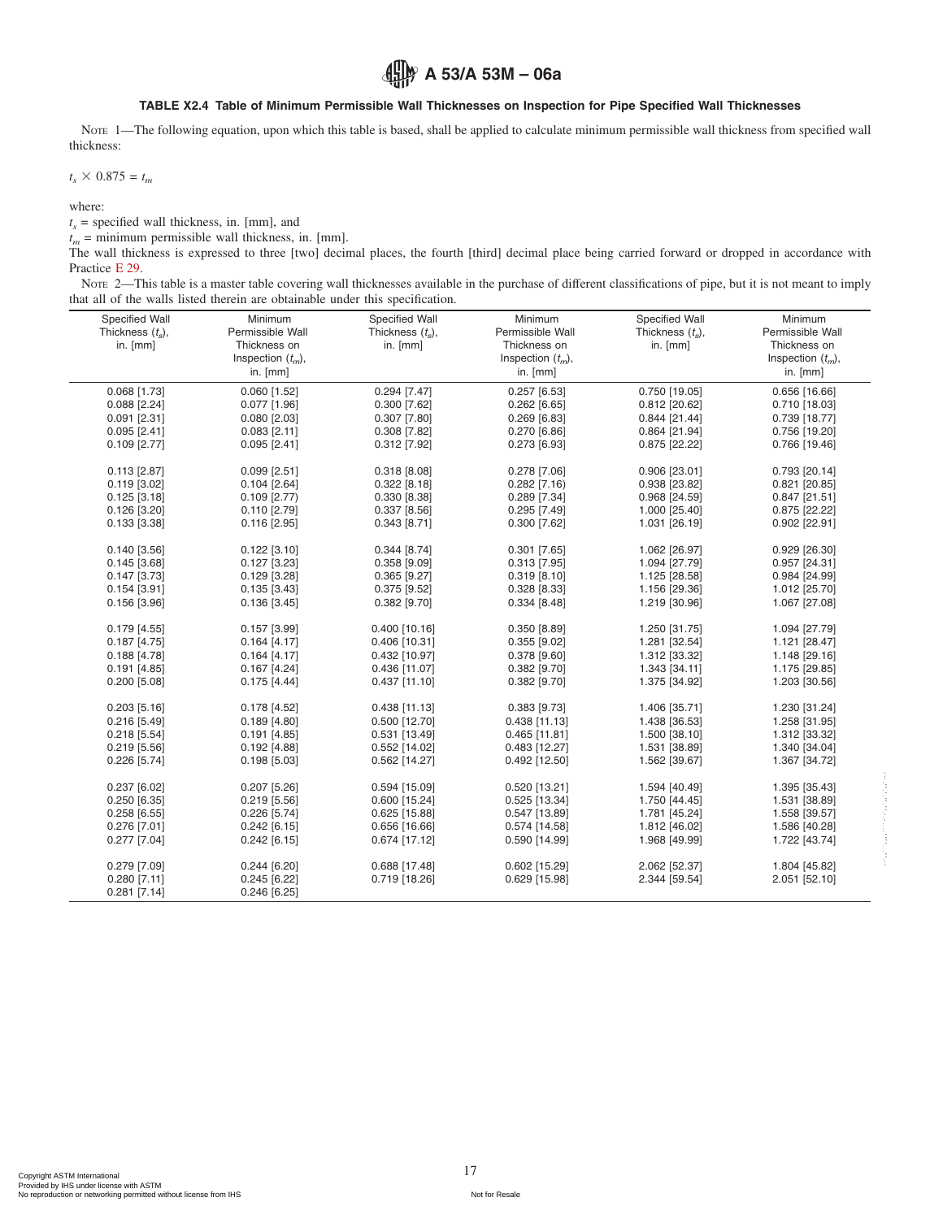### TABLE X2.4 Table of Minimum Permissible Wall Thicknesses on Inspection for Pipe Specified Wall Thicknesses

NOTE 1—The following equation, upon which this table is based, shall be applied to calculate minimum permissible wall thickness from specified wall thickness:

$$t_s \times 0.875 = t_m$$

where:

$t_s$ = specified wall thickness, in. [mm], and

$t_m$ = minimum permissible wall thickness, in. [mm].

The wall thickness is expressed to three [two] decimal places, the fourth [third] decimal place being carried forward or dropped in accordance with Practice E 29.

NOTE 2—This table is a master table covering wall thicknesses available in the purchase of different classifications of pipe, but it is not meant to imply that all of the walls listed therein are obtainable under this specification.

| Specified Wall Thickness ($t_s$), in. [mm] | Minimum Permissible Wall Thickness on Inspection ($t_m$), in. [mm] | Specified Wall Thickness ($t_s$), in. [mm] | Minimum Permissible Wall Thickness on Inspection ($t_m$), in. [mm] | Specified Wall Thickness ($t_s$), in. [mm] | Minimum Permissible Wall Thickness on Inspection ($t_m$), in. [mm] |
|---|---|---|---|---|---|
| 0.068 [1.73] | 0.060 [1.52] | 0.294 [7.47] | 0.257 [6.53] | 0.750 [19.05] | 0.656 [16.66] |
| 0.088 [2.24] | 0.077 [1.96] | 0.300 [7.62] | 0.262 [6.65] | 0.812 [20.62] | 0.710 [18.03] |
| 0.091 [2.31] | 0.080 [2.03] | 0.307 [7.80] | 0.269 [6.83] | 0.844 [21.44] | 0.739 [18.77] |
| 0.095 [2.41] | 0.083 [2.11] | 0.308 [7.82] | 0.270 [6.86] | 0.864 [21.94] | 0.756 [19.20] |
| 0.109 [2.77] | 0.095 [2.41] | 0.312 [7.92] | 0.273 [6.93] | 0.875 [22.22] | 0.766 [19.46] |
| 0.113 [2.87] | 0.099 [2.51] | 0.318 [8.08] | 0.278 [7.06] | 0.906 [23.01] | 0.793 [20.14] |
| 0.119 [3.02] | 0.104 [2.64] | 0.322 [8.18] | 0.282 [7.16] | 0.938 [23.82] | 0.821 [20.85] |
| 0.125 [3.18] | 0.109 [2.77] | 0.330 [8.38] | 0.289 [7.34] | 0.968 [24.59] | 0.847 [21.51] |
| 0.126 [3.20] | 0.110 [2.79] | 0.337 [8.56] | 0.295 [7.49] | 1.000 [25.40] | 0.875 [22.22] |
| 0.133 [3.38] | 0.116 [2.95] | 0.343 [8.71] | 0.300 [7.62] | 1.031 [26.19] | 0.902 [22.91] |
| 0.140 [3.56] | 0.122 [3.10] | 0.344 [8.74] | 0.301 [7.65] | 1.062 [26.97] | 0.929 [26.30] |
| 0.145 [3.68] | 0.127 [3.23] | 0.358 [9.09] | 0.313 [7.95] | 1.094 [27.79] | 0.957 [24.31] |
| 0.147 [3.73] | 0.129 [3.28] | 0.365 [9.27] | 0.319 [8.10] | 1.125 [28.58] | 0.984 [24.99] |
| 0.154 [3.91] | 0.135 [3.43] | 0.375 [9.52] | 0.328 [8.33] | 1.156 [29.36] | 1.012 [25.70] |
| 0.156 [3.96] | 0.136 [3.45] | 0.382 [9.70] | 0.334 [8.48] | 1.219 [30.96] | 1.067 [27.08] |
| 0.179 [4.55] | 0.157 [3.99] | 0.400 [10.16] | 0.350 [8.89] | 1.250 [31.75] | 1.094 [27.79] |
| 0.187 [4.75] | 0.164 [4.17] | 0.406 [10.31] | 0.355 [9.02] | 1.281 [32.54] | 1.121 [28.47] |
| 0.188 [4.78] | 0.164 [4.17] | 0.432 [10.97] | 0.378 [9.60] | 1.312 [33.32] | 1.148 [29.16] |
| 0.191 [4.85] | 0.167 [4.24] | 0.436 [11.07] | 0.382 [9.70] | 1.343 [34.11] | 1.175 [29.85] |
| 0.200 [5.08] | 0.175 [4.44] | 0.437 [11.10] | 0.382 [9.70] | 1.375 [34.92] | 1.203 [30.56] |
| 0.203 [5.16] | 0.178 [4.52] | 0.438 [11.13] | 0.383 [9.73] | 1.406 [35.71] | 1.230 [31.24] |
| 0.216 [5.49] | 0.189 [4.80] | 0.500 [12.70] | 0.438 [11.13] | 1.438 [36.53] | 1.258 [31.95] |
| 0.218 [5.54] | 0.191 [4.85] | 0.531 [13.49] | 0.465 [11.81] | 1.500 [38.10] | 1.312 [33.32] |
| 0.219 [5.56] | 0.192 [4.88] | 0.552 [14.02] | 0.483 [12.27] | 1.531 [38.89] | 1.340 [34.04] |
| 0.226 [5.74] | 0.198 [5.03] | 0.562 [14.27] | 0.492 [12.50] | 1.562 [39.67] | 1.367 [34.72] |
| 0.237 [6.02] | 0.207 [5.26] | 0.594 [15.09] | 0.520 [13.21] | 1.594 [40.49] | 1.395 [35.43] |
| 0.250 [6.35] | 0.219 [5.56] | 0.600 [15.24] | 0.525 [13.34] | 1.750 [44.45] | 1.531 [38.89] |
| 0.258 [6.55] | 0.226 [5.74] | 0.625 [15.88] | 0.547 [13.89] | 1.781 [45.24] | 1.558 [39.57] |
| 0.276 [7.01] | 0.242 [6.15] | 0.656 [16.66] | 0.574 [14.58] | 1.812 [46.02] | 1.586 [40.28] |
| 0.277 [7.04] | 0.242 [6.15] | 0.674 [17.12] | 0.590 [14.99] | 1.968 [49.99] | 1.722 [43.74] |
| 0.279 [7.09] | 0.244 [6.20] | 0.688 [17.48] | 0.602 [15.29] | 2.062 [52.37] | 1.804 [45.82] |
| 0.280 [7.11] | 0.245 [6.22] | 0.719 [18.26] | 0.629 [15.98] | 2.344 [59.54] | 2.051 [52.10] |
| 0.281 [7.14] | 0.246 [6.25] | | | | |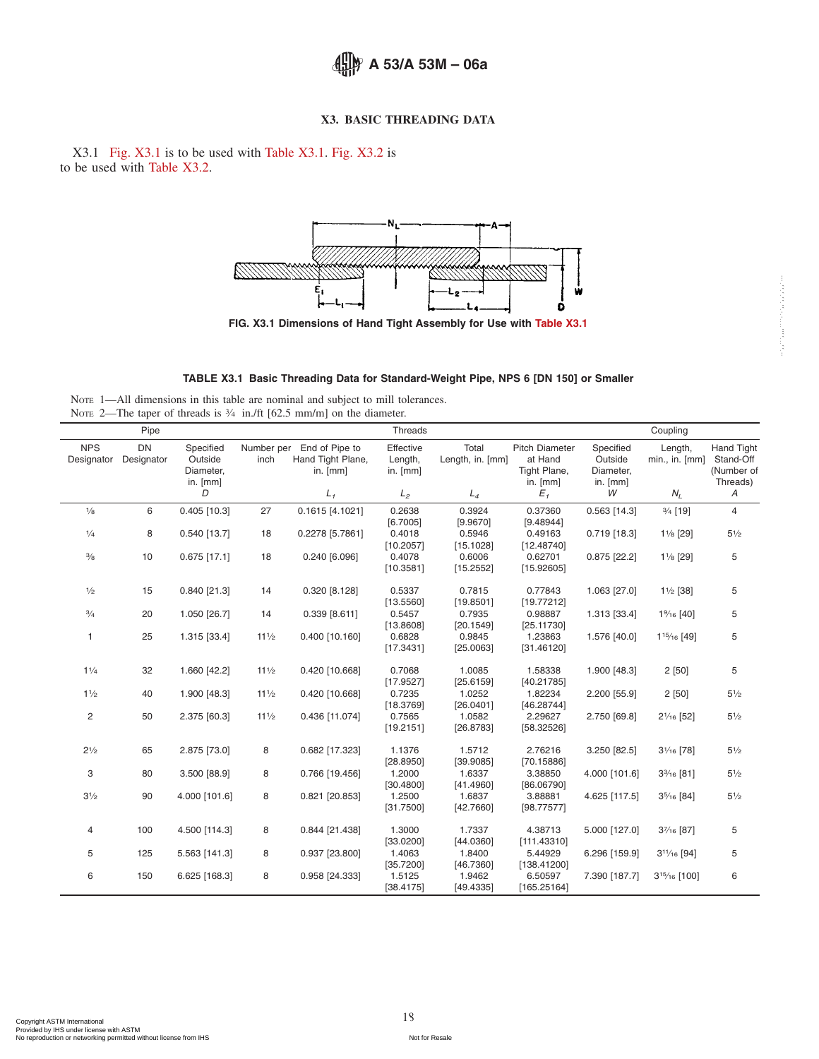## X3. BASIC THREADING DATA

X3.1 Fig. X3.1 is to be used with Table X3.1. Fig. X3.2 is to be used with Table X3.2.

FIG. X3.1 Dimensions of Hand Tight Assembly for Use with Table X3.1

**TABLE X3.1 Basic Threading Data for Standard-Weight Pipe, NPS 6 [DN 150] or Smaller**

NOTE 1—All dimensions in this table are nominal and subject to mill tolerances.
NOTE 2—The taper of threads is ¾ in./ft [62.5 mm/m] on the diameter.

| Pipe | | | Threads | | | | | Coupling | | |
|---|---|---|---|---|---|---|---|---|---|---|
| NPS Designator | DN Designator | Specified Outside Diameter, in. [mm] D | Number per inch | End of Pipe to Hand Tight Plane, in. [mm] $L_1$ | Effective Length, in. [mm] $L_2$ | Total Length, in. [mm] $L_4$ | Pitch Diameter at Hand Tight Plane, in. [mm] $E_1$ | Specified Outside Diameter, in. [mm] W | Length, min., in. [mm] $N_L$ | Hand Tight Stand-Off (Number of Threads) A |
| ⅛ | 6 | 0.405 [10.3] | 27 | 0.1615 [4.1021] | 0.2638 [6.7005] | 0.3924 [9.9670] | 0.37360 [9.48944] | 0.563 [14.3] | ¾ [19] | 4 |
| ¼ | 8 | 0.540 [13.7] | 18 | 0.2278 [5.7861] | 0.4018 [10.2057] | 0.5946 [15.1028] | 0.49163 [12.48740] | 0.719 [18.3] | 1⅛ [29] | 5½ |
| ⅜ | 10 | 0.675 [17.1] | 18 | 0.240 [6.096] | 0.4078 [10.3581] | 0.6006 [15.2552] | 0.62701 [15.92605] | 0.875 [22.2] | 1⅛ [29] | 5 |
| ½ | 15 | 0.840 [21.3] | 14 | 0.320 [8.128] | 0.5337 [13.5560] | 0.7815 [19.8501] | 0.77843 [19.77212] | 1.063 [27.0] | 1½ [38] | 5 |
| ¾ | 20 | 1.050 [26.7] | 14 | 0.339 [8.611] | 0.5457 [13.8608] | 0.7935 [20.1549] | 0.98887 [25.11730] | 1.313 [33.4] | 1$^{9}/_{16}$ [40] | 5 |
| 1 | 25 | 1.315 [33.4] | 11½ | 0.400 [10.160] | 0.6828 [17.3431] | 0.9845 [25.0063] | 1.23863 [31.46120] | 1.576 [40.0] | 1$^{15}/_{16}$ [49] | 5 |
| 1¼ | 32 | 1.660 [42.2] | 11½ | 0.420 [10.668] | 0.7068 [17.9527] | 1.0085 [25.6159] | 1.58338 [40.21785] | 1.900 [48.3] | 2 [50] | 5 |
| 1½ | 40 | 1.900 [48.3] | 11½ | 0.420 [10.668] | 0.7235 [18.3769] | 1.0252 [26.0401] | 1.82234 [46.28744] | 2.200 [55.9] | 2 [50] | 5½ |
| 2 | 50 | 2.375 [60.3] | 11½ | 0.436 [11.074] | 0.7565 [19.2151] | 1.0582 [26.8783] | 2.29627 [58.32526] | 2.750 [69.8] | 2$^{1}/_{16}$ [52] | 5½ |
| 2½ | 65 | 2.875 [73.0] | 8 | 0.682 [17.323] | 1.1376 [28.8950] | 1.5712 [39.9085] | 2.76216 [70.15886] | 3.250 [82.5] | 3$^{1}/_{16}$ [78] | 5½ |
| 3 | 80 | 3.500 [88.9] | 8 | 0.766 [19.456] | 1.2000 [30.4800] | 1.6337 [41.4960] | 3.38850 [86.06790] | 4.000 [101.6] | 3$^{3}/_{16}$ [81] | 5½ |
| 3½ | 90 | 4.000 [101.6] | 8 | 0.821 [20.853] | 1.2500 [31.7500] | 1.6837 [42.7660] | 3.88881 [98.77577] | 4.625 [117.5] | 3$^{5}/_{16}$ [84] | 5½ |
| 4 | 100 | 4.500 [114.3] | 8 | 0.844 [21.438] | 1.3000 [33.0200] | 1.7337 [44.0360] | 4.38713 [111.43310] | 5.000 [127.0] | 3$^{7}/_{16}$ [87] | 5 |
| 5 | 125 | 5.563 [141.3] | 8 | 0.937 [23.800] | 1.4063 [35.7200] | 1.8400 [46.7360] | 5.44929 [138.41200] | 6.296 [159.9] | 3$^{11}/_{16}$ [94] | 5 |
| 6 | 150 | 6.625 [168.3] | 8 | 0.958 [24.333] | 1.5125 [38.4175] | 1.9462 [49.4335] | 6.50597 [165.25164] | 7.390 [187.7] | 3$^{15}/_{16}$ [100] | 6 |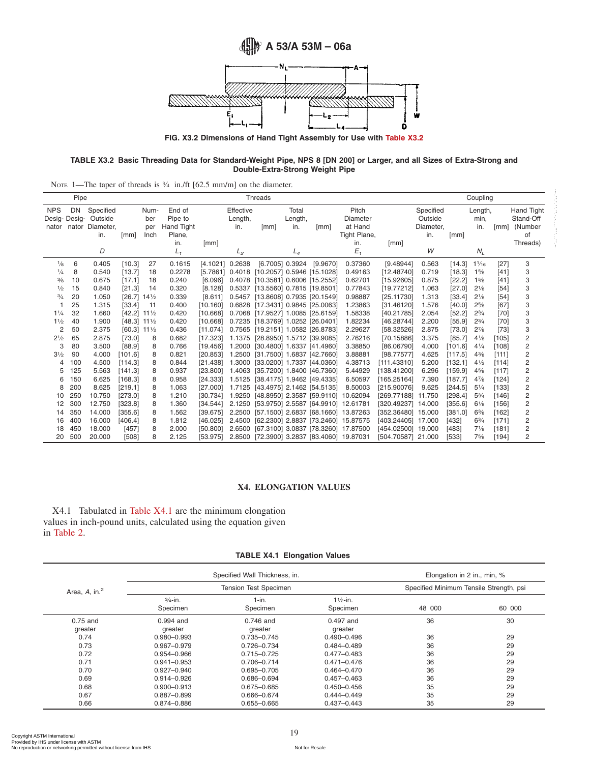FIG. X3.2 Dimensions of Hand Tight Assembly for Use with Table X3.2

**TABLE X3.2 Basic Threading Data for Standard-Weight Pipe, NPS 8 [DN 200] or Larger, and all Sizes of Extra-Strong and Double-Extra-Strong Weight Pipe**

NOTE 1—The taper of threads is ¾ in./ft [62.5 mm/m] on the diameter.

| Pipe | | | | Threads | | | | | | | | | Coupling | | | | |
|---|---|---|---|---|---|---|---|---|---|---|---|---|---|---|---|---|---|
| NPS Designator | DN Designator | Specified Outside Diameter, in. *D* | [mm] | Number per Inch | End of Pipe to Hand Tight Plane, in. *$L_1$* | [mm] | Effective Length, in. *$L_2$* | [mm] | Total Length, in. *$L_4$* | [mm] | Pitch Diameter at Hand Tight Plane, in. *$E_1$* | [mm] | Specified Outside Diameter, in. *W* | [mm] | Length, min, in. *$N_L$* | [mm] | Hand Tight Stand-Off (Number of Threads) |
| ⅛ | 6 | 0.405 | [10.3] | 27 | 0.1615 | [4.1021] | 0.2638 | [6.7005] | 0.3924 | [9.9670] | 0.37360 | [9.48944] | 0.563 | [14.3] | 1¹⁄₁₆ | [27] | 3 |
| ¼ | 8 | 0.540 | [13.7] | 18 | 0.2278 | [5.7861] | 0.4018 | [10.2057] | 0.5946 | [15.1028] | 0.49163 | [12.48740] | 0.719 | [18.3] | 1⅝ | [41] | 3 |
| ⅜ | 10 | 0.675 | [17.1] | 18 | 0.240 | [6.096] | 0.4078 | [10.3581] | 0.6006 | [15.2552] | 0.62701 | [15.92605] | 0.875 | [22.2] | 1⅝ | [41] | 3 |
| ½ | 15 | 0.840 | [21.3] | 14 | 0.320 | [8.128] | 0.5337 | [13.5560] | 0.7815 | [19.8501] | 0.77843 | [19.77212] | 1.063 | [27.0] | 2⅛ | [54] | 3 |
| ¾ | 20 | 1.050 | [26.7] | 14½ | 0.339 | [8.611] | 0.5457 | [13.8608] | 0.7935 | [20.1549] | 0.98887 | [25.11730] | 1.313 | [33.4] | 2⅛ | [54] | 3 |
| 1 | 25 | 1.315 | [33.4] | 11 | 0.400 | [10.160] | 0.6828 | [17.3431] | 0.9845 | [25.0063] | 1.23863 | [31.46120] | 1.576 | [40.0] | 2⅝ | [67] | 3 |
| 1¼ | 32 | 1.660 | [42.2] | 11½ | 0.420 | [10.668] | 0.7068 | [17.9527] | 1.0085 | [25.6159] | 1.58338 | [40.21785] | 2.054 | [52.2] | 2¾ | [70] | 3 |
| 1½ | 40 | 1.900 | [48.3] | 11½ | 0.420 | [10.668] | 0.7235 | [18.3769] | 1.0252 | [26.0401] | 1.82234 | [46.28744] | 2.200 | [55.9] | 2¾ | [70] | 3 |
| 2 | 50 | 2.375 | [60.3] | 11½ | 0.436 | [11.074] | 0.7565 | [19.2151] | 1.0582 | [26.8783] | 2.29627 | [58.32526] | 2.875 | [73.0] | 2⅞ | [73] | 3 |
| 2½ | 65 | 2.875 | [73.0] | 8 | 0.682 | [17.323] | 1.1375 | [28.8950] | 1.5712 | [39.9085] | 2.76216 | [70.15886] | 3.375 | [85.7] | 4⅛ | [105] | 2 |
| 3 | 80 | 3.500 | [88.9] | 8 | 0.766 | [19.456] | 1.2000 | [30.4800] | 1.6337 | [41.4960] | 3.38850 | [86.06790] | 4.000 | [101.6] | 4¼ | [108] | 2 |
| 3½ | 90 | 4.000 | [101.6] | 8 | 0.821 | [20.853] | 1.2500 | [31.7500] | 1.6837 | [42.7660] | 3.88881 | [98.77577] | 4.625 | [117.5] | 4⅜ | [111] | 2 |
| 4 | 100 | 4.500 | [114.3] | 8 | 0.844 | [21.438] | 1.3000 | [33.0200] | 1.7337 | [44.0360] | 4.38713 | [111.43310] | 5.200 | [132.1] | 4½ | [114] | 2 |
| 5 | 125 | 5.563 | [141.3] | 8 | 0.937 | [23.800] | 1.4063 | [35.7200] | 1.8400 | [46.7360] | 5.44929 | [138.41200] | 6.296 | [159.9] | 4⅝ | [117] | 2 |
| 6 | 150 | 6.625 | [168.3] | 8 | 0.958 | [24.333] | 1.5125 | [38.4175] | 1.9462 | [49.4335] | 6.50597 | [165.25164] | 7.390 | [187.7] | 4⅞ | [124] | 2 |
| 8 | 200 | 8.625 | [219.1] | 8 | 1.063 | [27.000] | 1.7125 | [43.4975] | 2.1462 | [54.5135] | 8.50003 | [215.90076] | 9.625 | [244.5] | 5¼ | [133] | 2 |
| 10 | 250 | 10.750 | [273.0] | 8 | 1.210 | [30.734] | 1.9250 | [48.8950] | 2.3587 | [59.9110] | 10.62094 | [269.77188] | 11.750 | [298.4] | 5¾ | [146] | 2 |
| 12 | 300 | 12.750 | [323.8] | 8 | 1.360 | [34.544] | 2.1250 | [53.9750] | 2.5587 | [64.9910] | 12.61781 | [320.49237] | 14.000 | [355.6] | 6⅛ | [156] | 2 |
| 14 | 350 | 14.000 | [355.6] | 8 | 1.562 | [39.675] | 2.2500 | [57.1500] | 2.6837 | [68.1660] | 13.87263 | [352.36480] | 15.000 | [381.0] | 6⅜ | [162] | 2 |
| 16 | 400 | 16.000 | [406.4] | 8 | 1.812 | [46.025] | 2.4500 | [62.2300] | 2.8837 | [73.2460] | 15.87575 | [403.24405] | 17.000 | [432] | 6¾ | [171] | 2 |
| 18 | 450 | 18.000 | [457] | 8 | 2.000 | [50.800] | 2.6500 | [67.3100] | 3.0837 | [78.3260] | 17.87500 | [454.02500] | 19.000 | [483] | 7⅛ | [181] | 2 |
| 20 | 500 | 20.000 | [508] | 8 | 2.125 | [53.975] | 2.8500 | [72.3900] | 3.2837 | [83.4060] | 19.87031 | [504.70587] | 21.000 | [533] | 7⅝ | [194] | 2 |

## X4. ELONGATION VALUES

X4.1 Tabulated in Table X4.1 are the minimum elongation values in inch-pound units, calculated using the equation given in Table 2.

**TABLE X4.1 Elongation Values**

| Area, *A*, in.² | Specified Wall Thickness, in. | | | Elongation in 2 in., min, % | |
|---|---|---|---|---|---|
| | Tension Test Specimen | | | Specified Minimum Tensile Strength, psi | |
| | ¾-in. Specimen | 1-in. Specimen | 1½-in. Specimen | 48 000 | 60 000 |
| 0.75 and greater | 0.994 and greater | 0.746 and greater | 0.497 and greater | 36 | 30 |
| 0.74 | 0.980–0.993 | 0.735–0.745 | 0.490–0.496 | 36 | 29 |
| 0.73 | 0.967–0.979 | 0.726–0.734 | 0.484–0.489 | 36 | 29 |
| 0.72 | 0.954–0.966 | 0.715–0.725 | 0.477–0.483 | 36 | 29 |
| 0.71 | 0.941–0.953 | 0.706–0.714 | 0.471–0.476 | 36 | 29 |
| 0.70 | 0.927–0.940 | 0.695–0.705 | 0.464–0.470 | 36 | 29 |
| 0.69 | 0.914–0.926 | 0.686–0.694 | 0.457–0.463 | 36 | 29 |
| 0.68 | 0.900–0.913 | 0.675–0.685 | 0.450–0.456 | 35 | 29 |
| 0.67 | 0.887–0.899 | 0.666–0.674 | 0.444–0.449 | 35 | 29 |
| 0.66 | 0.874–0.886 | 0.655–0.665 | 0.437–0.443 | 35 | 29 |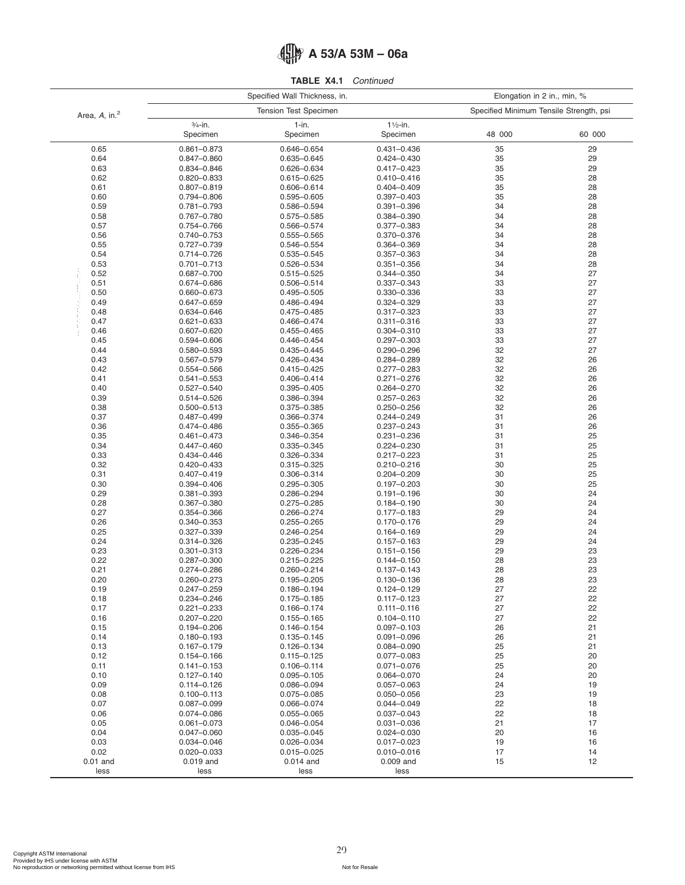**TABLE X4.1** *Continued*

| Area, *A*, in.[2] | Specified Wall Thickness, in. | | | Elongation in 2 in., min, % | |
|---|---|---|---|---|---|
| | Tension Test Specimen | | | Specified Minimum Tensile Strength, psi | |
| | ¾-in. Specimen | 1-in. Specimen | 1½-in. Specimen | 48 000 | 60 000 |
| 0.65 | 0.861–0.873 | 0.646–0.654 | 0.431–0.436 | 35 | 29 |
| 0.64 | 0.847–0.860 | 0.635–0.645 | 0.424–0.430 | 35 | 29 |
| 0.63 | 0.834–0.846 | 0.626–0.634 | 0.417–0.423 | 35 | 29 |
| 0.62 | 0.820–0.833 | 0.615–0.625 | 0.410–0.416 | 35 | 28 |
| 0.61 | 0.807–0.819 | 0.606–0.614 | 0.404–0.409 | 35 | 28 |
| 0.60 | 0.794–0.806 | 0.595–0.605 | 0.397–0.403 | 35 | 28 |
| 0.59 | 0.781–0.793 | 0.586–0.594 | 0.391–0.396 | 34 | 28 |
| 0.58 | 0.767–0.780 | 0.575–0.585 | 0.384–0.390 | 34 | 28 |
| 0.57 | 0.754–0.766 | 0.566–0.574 | 0.377–0.383 | 34 | 28 |
| 0.56 | 0.740–0.753 | 0.555–0.565 | 0.370–0.376 | 34 | 28 |
| 0.55 | 0.727–0.739 | 0.546–0.554 | 0.364–0.369 | 34 | 28 |
| 0.54 | 0.714–0.726 | 0.535–0.545 | 0.357–0.363 | 34 | 28 |
| 0.53 | 0.701–0.713 | 0.526–0.534 | 0.351–0.356 | 34 | 28 |
| 0.52 | 0.687–0.700 | 0.515–0.525 | 0.344–0.350 | 34 | 27 |
| 0.51 | 0.674–0.686 | 0.506–0.514 | 0.337–0.343 | 33 | 27 |
| 0.50 | 0.660–0.673 | 0.495–0.505 | 0.330–0.336 | 33 | 27 |
| 0.49 | 0.647–0.659 | 0.486–0.494 | 0.324–0.329 | 33 | 27 |
| 0.48 | 0.634–0.646 | 0.475–0.485 | 0.317–0.323 | 33 | 27 |
| 0.47 | 0.621–0.633 | 0.466–0.474 | 0.311–0.316 | 33 | 27 |
| 0.46 | 0.607–0.620 | 0.455–0.465 | 0.304–0.310 | 33 | 27 |
| 0.45 | 0.594–0.606 | 0.446–0.454 | 0.297–0.303 | 33 | 27 |
| 0.44 | 0.580–0.593 | 0.435–0.445 | 0.290–0.296 | 32 | 27 |
| 0.43 | 0.567–0.579 | 0.426–0.434 | 0.284–0.289 | 32 | 26 |
| 0.42 | 0.554–0.566 | 0.415–0.425 | 0.277–0.283 | 32 | 26 |
| 0.41 | 0.541–0.553 | 0.406–0.414 | 0.271–0.276 | 32 | 26 |
| 0.40 | 0.527–0.540 | 0.395–0.405 | 0.264–0.270 | 32 | 26 |
| 0.39 | 0.514–0.526 | 0.386–0.394 | 0.257–0.263 | 32 | 26 |
| 0.38 | 0.500–0.513 | 0.375–0.385 | 0.250–0.256 | 32 | 26 |
| 0.37 | 0.487–0.499 | 0.366–0.374 | 0.244–0.249 | 31 | 26 |
| 0.36 | 0.474–0.486 | 0.355–0.365 | 0.237–0.243 | 31 | 26 |
| 0.35 | 0.461–0.473 | 0.346–0.354 | 0.231–0.236 | 31 | 25 |
| 0.34 | 0.447–0.460 | 0.335–0.345 | 0.224–0.230 | 31 | 25 |
| 0.33 | 0.434–0.446 | 0.326–0.334 | 0.217–0.223 | 31 | 25 |
| 0.32 | 0.420–0.433 | 0.315–0.325 | 0.210–0.216 | 30 | 25 |
| 0.31 | 0.407–0.419 | 0.306–0.314 | 0.204–0.209 | 30 | 25 |
| 0.30 | 0.394–0.406 | 0.295–0.305 | 0.197–0.203 | 30 | 25 |
| 0.29 | 0.381–0.393 | 0.286–0.294 | 0.191–0.196 | 30 | 24 |
| 0.28 | 0.367–0.380 | 0.275–0.285 | 0.184–0.190 | 30 | 24 |
| 0.27 | 0.354–0.366 | 0.266–0.274 | 0.177–0.183 | 29 | 24 |
| 0.26 | 0.340–0.353 | 0.255–0.265 | 0.170–0.176 | 29 | 24 |
| 0.25 | 0.327–0.339 | 0.246–0.254 | 0.164–0.169 | 29 | 24 |
| 0.24 | 0.314–0.326 | 0.235–0.245 | 0.157–0.163 | 29 | 24 |
| 0.23 | 0.301–0.313 | 0.226–0.234 | 0.151–0.156 | 29 | 23 |
| 0.22 | 0.287–0.300 | 0.215–0.225 | 0.144–0.150 | 28 | 23 |
| 0.21 | 0.274–0.286 | 0.260–0.214 | 0.137–0.143 | 28 | 23 |
| 0.20 | 0.260–0.273 | 0.195–0.205 | 0.130–0.136 | 28 | 23 |
| 0.19 | 0.247–0.259 | 0.186–0.194 | 0.124–0.129 | 27 | 22 |
| 0.18 | 0.234–0.246 | 0.175–0.185 | 0.117–0.123 | 27 | 22 |
| 0.17 | 0.221–0.233 | 0.166–0.174 | 0.111–0.116 | 27 | 22 |
| 0.16 | 0.207–0.220 | 0.155–0.165 | 0.104–0.110 | 27 | 22 |
| 0.15 | 0.194–0.206 | 0.146–0.154 | 0.097–0.103 | 26 | 21 |
| 0.14 | 0.180–0.193 | 0.135–0.145 | 0.091–0.096 | 26 | 21 |
| 0.13 | 0.167–0.179 | 0.126–0.134 | 0.084–0.090 | 25 | 21 |
| 0.12 | 0.154–0.166 | 0.115–0.125 | 0.077–0.083 | 25 | 20 |
| 0.11 | 0.141–0.153 | 0.106–0.114 | 0.071–0.076 | 25 | 20 |
| 0.10 | 0.127–0.140 | 0.095–0.105 | 0.064–0.070 | 24 | 20 |
| 0.09 | 0.114–0.126 | 0.086–0.094 | 0.057–0.063 | 24 | 19 |
| 0.08 | 0.100–0.113 | 0.075–0.085 | 0.050–0.056 | 23 | 19 |
| 0.07 | 0.087–0.099 | 0.066–0.074 | 0.044–0.049 | 22 | 18 |
| 0.06 | 0.074–0.086 | 0.055–0.065 | 0.037–0.043 | 22 | 18 |
| 0.05 | 0.061–0.073 | 0.046–0.054 | 0.031–0.036 | 21 | 17 |
| 0.04 | 0.047–0.060 | 0.035–0.045 | 0.024–0.030 | 20 | 16 |
| 0.03 | 0.034–0.046 | 0.026–0.034 | 0.017–0.023 | 19 | 16 |
| 0.02 | 0.020–0.033 | 0.015–0.025 | 0.010–0.016 | 17 | 14 |
| 0.01 and less | 0.019 and less | 0.014 and less | 0.009 and less | 15 | 12 |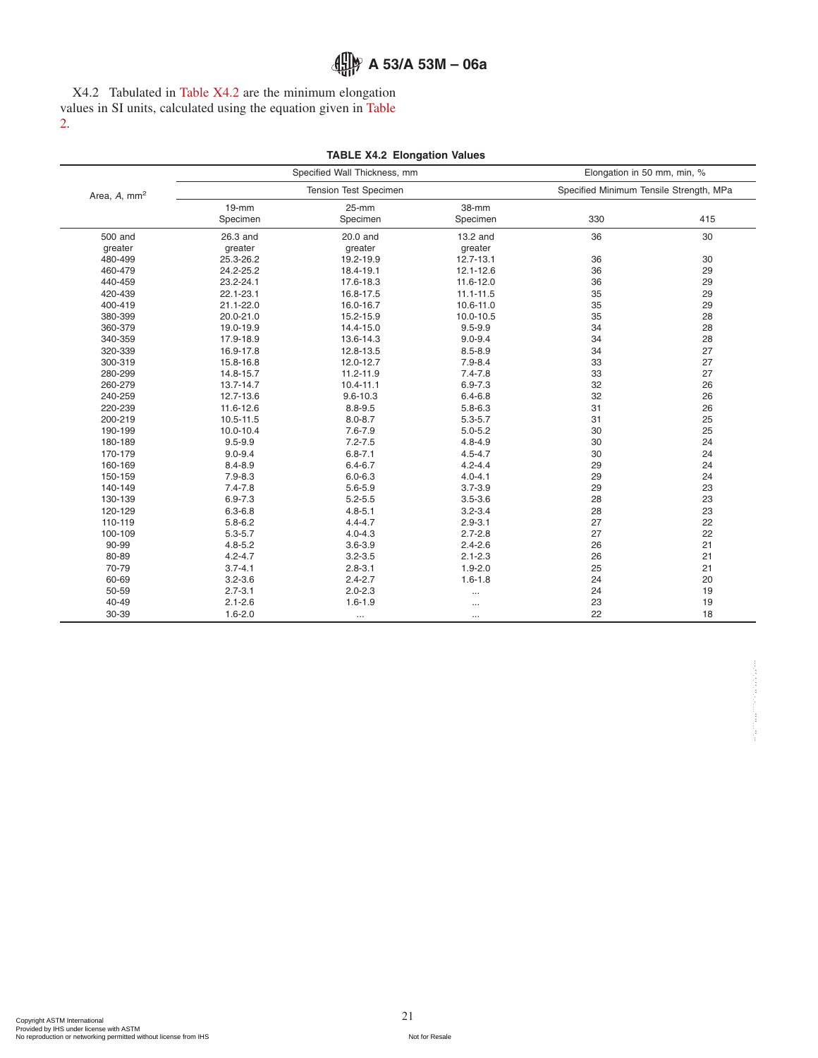X4.2 Tabulated in Table X4.2 are the minimum elongation values in SI units, calculated using the equation given in Table 2.

**TABLE X4.2 Elongation Values**

| Area, $A$, mm$^2$ | Specified Wall Thickness, mm | | | Elongation in 50 mm, min, % | |
|---|---|---|---|---|---|
| | Tension Test Specimen | | | Specified Minimum Tensile Strength, MPa | |
| | 19-mm Specimen | 25-mm Specimen | 38-mm Specimen | 330 | 415 |
| 500 and greater | 26.3 and greater | 20.0 and greater | 13.2 and greater | 36 | 30 |
| 480-499 | 25.3-26.2 | 19.2-19.9 | 12.7-13.1 | 36 | 30 |
| 460-479 | 24.2-25.2 | 18.4-19.1 | 12.1-12.6 | 36 | 29 |
| 440-459 | 23.2-24.1 | 17.6-18.3 | 11.6-12.0 | 36 | 29 |
| 420-439 | 22.1-23.1 | 16.8-17.5 | 11.1-11.5 | 35 | 29 |
| 400-419 | 21.1-22.0 | 16.0-16.7 | 10.6-11.0 | 35 | 29 |
| 380-399 | 20.0-21.0 | 15.2-15.9 | 10.0-10.5 | 35 | 28 |
| 360-379 | 19.0-19.9 | 14.4-15.0 | 9.5-9.9 | 34 | 28 |
| 340-359 | 17.9-18.9 | 13.6-14.3 | 9.0-9.4 | 34 | 28 |
| 320-339 | 16.9-17.8 | 12.8-13.5 | 8.5-8.9 | 34 | 27 |
| 300-319 | 15.8-16.8 | 12.0-12.7 | 7.9-8.4 | 33 | 27 |
| 280-299 | 14.8-15.7 | 11.2-11.9 | 7.4-7.8 | 33 | 27 |
| 260-279 | 13.7-14.7 | 10.4-11.1 | 6.9-7.3 | 32 | 26 |
| 240-259 | 12.7-13.6 | 9.6-10.3 | 6.4-6.8 | 32 | 26 |
| 220-239 | 11.6-12.6 | 8.8-9.5 | 5.8-6.3 | 31 | 26 |
| 200-219 | 10.5-11.5 | 8.0-8.7 | 5.3-5.7 | 31 | 25 |
| 190-199 | 10.0-10.4 | 7.6-7.9 | 5.0-5.2 | 30 | 25 |
| 180-189 | 9.5-9.9 | 7.2-7.5 | 4.8-4.9 | 30 | 24 |
| 170-179 | 9.0-9.4 | 6.8-7.1 | 4.5-4.7 | 30 | 24 |
| 160-169 | 8.4-8.9 | 6.4-6.7 | 4.2-4.4 | 29 | 24 |
| 150-159 | 7.9-8.3 | 6.0-6.3 | 4.0-4.1 | 29 | 24 |
| 140-149 | 7.4-7.8 | 5.6-5.9 | 3.7-3.9 | 29 | 23 |
| 130-139 | 6.9-7.3 | 5.2-5.5 | 3.5-3.6 | 28 | 23 |
| 120-129 | 6.3-6.8 | 4.8-5.1 | 3.2-3.4 | 28 | 23 |
| 110-119 | 5.8-6.2 | 4.4-4.7 | 2.9-3.1 | 27 | 22 |
| 100-109 | 5.3-5.7 | 4.0-4.3 | 2.7-2.8 | 27 | 22 |
| 90-99 | 4.8-5.2 | 3.6-3.9 | 2.4-2.6 | 26 | 21 |
| 80-89 | 4.2-4.7 | 3.2-3.5 | 2.1-2.3 | 26 | 21 |
| 70-79 | 3.7-4.1 | 2.8-3.1 | 1.9-2.0 | 25 | 21 |
| 60-69 | 3.2-3.6 | 2.4-2.7 | 1.6-1.8 | 24 | 20 |
| 50-59 | 2.7-3.1 | 2.0-2.3 | ... | 24 | 19 |
| 40-49 | 2.1-2.6 | 1.6-1.9 | ... | 23 | 19 |
| 30-39 | 1.6-2.0 | ... | ... | 22 | 18 |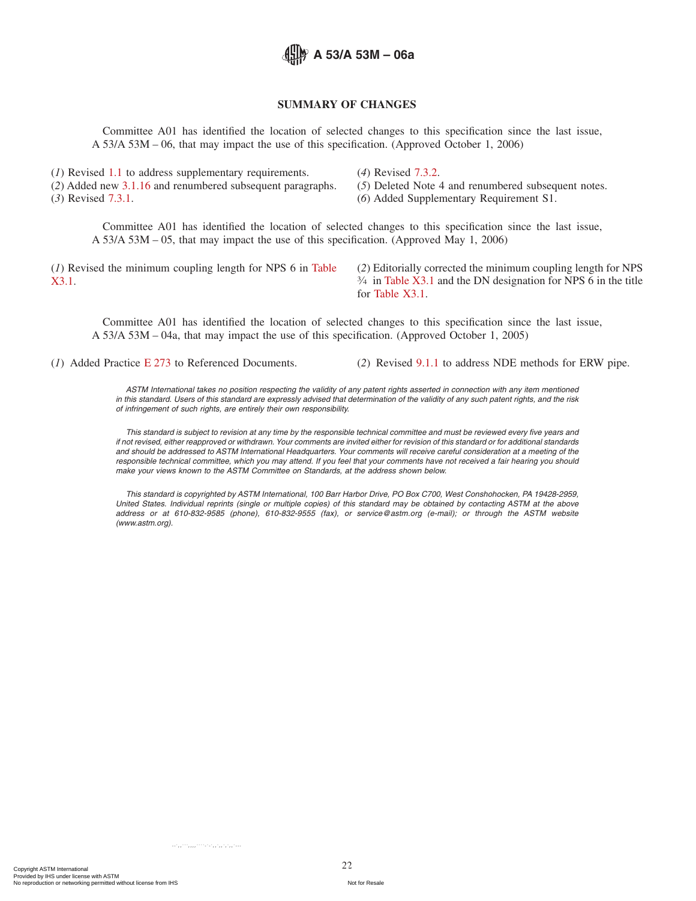## SUMMARY OF CHANGES

Committee A01 has identified the location of selected changes to this specification since the last issue, A 53/A 53M – 06, that may impact the use of this specification. (Approved October 1, 2006)

(*1*) Revised 1.1 to address supplementary requirements.
(*2*) Added new 3.1.16 and renumbered subsequent paragraphs.
(*3*) Revised 7.3.1.
(*4*) Revised 7.3.2.
(*5*) Deleted Note 4 and renumbered subsequent notes.
(*6*) Added Supplementary Requirement S1.

Committee A01 has identified the location of selected changes to this specification since the last issue, A 53/A 53M – 05, that may impact the use of this specification. (Approved May 1, 2006)

(*1*) Revised the minimum coupling length for NPS 6 in Table X3.1.
(*2*) Editorially corrected the minimum coupling length for NPS ¾ in Table X3.1 and the DN designation for NPS 6 in the title for Table X3.1.

Committee A01 has identified the location of selected changes to this specification since the last issue, A 53/A 53M – 04a, that may impact the use of this specification. (Approved October 1, 2005)

(*1*) Added Practice E 273 to Referenced Documents.
(*2*) Revised 9.1.1 to address NDE methods for ERW pipe.

*ASTM International takes no position respecting the validity of any patent rights asserted in connection with any item mentioned in this standard. Users of this standard are expressly advised that determination of the validity of any such patent rights, and the risk of infringement of such rights, are entirely their own responsibility.*

*This standard is subject to revision at any time by the responsible technical committee and must be reviewed every five years and if not revised, either reapproved or withdrawn. Your comments are invited either for revision of this standard or for additional standards and should be addressed to ASTM International Headquarters. Your comments will receive careful consideration at a meeting of the responsible technical committee, which you may attend. If you feel that your comments have not received a fair hearing you should make your views known to the ASTM Committee on Standards, at the address shown below.*

*This standard is copyrighted by ASTM International, 100 Barr Harbor Drive, PO Box C700, West Conshohocken, PA 19428-2959, United States. Individual reprints (single or multiple copies) of this standard may be obtained by contacting ASTM at the above address or at 610-832-9585 (phone), 610-832-9555 (fax), or service@astm.org (e-mail); or through the ASTM website (www.astm.org).*